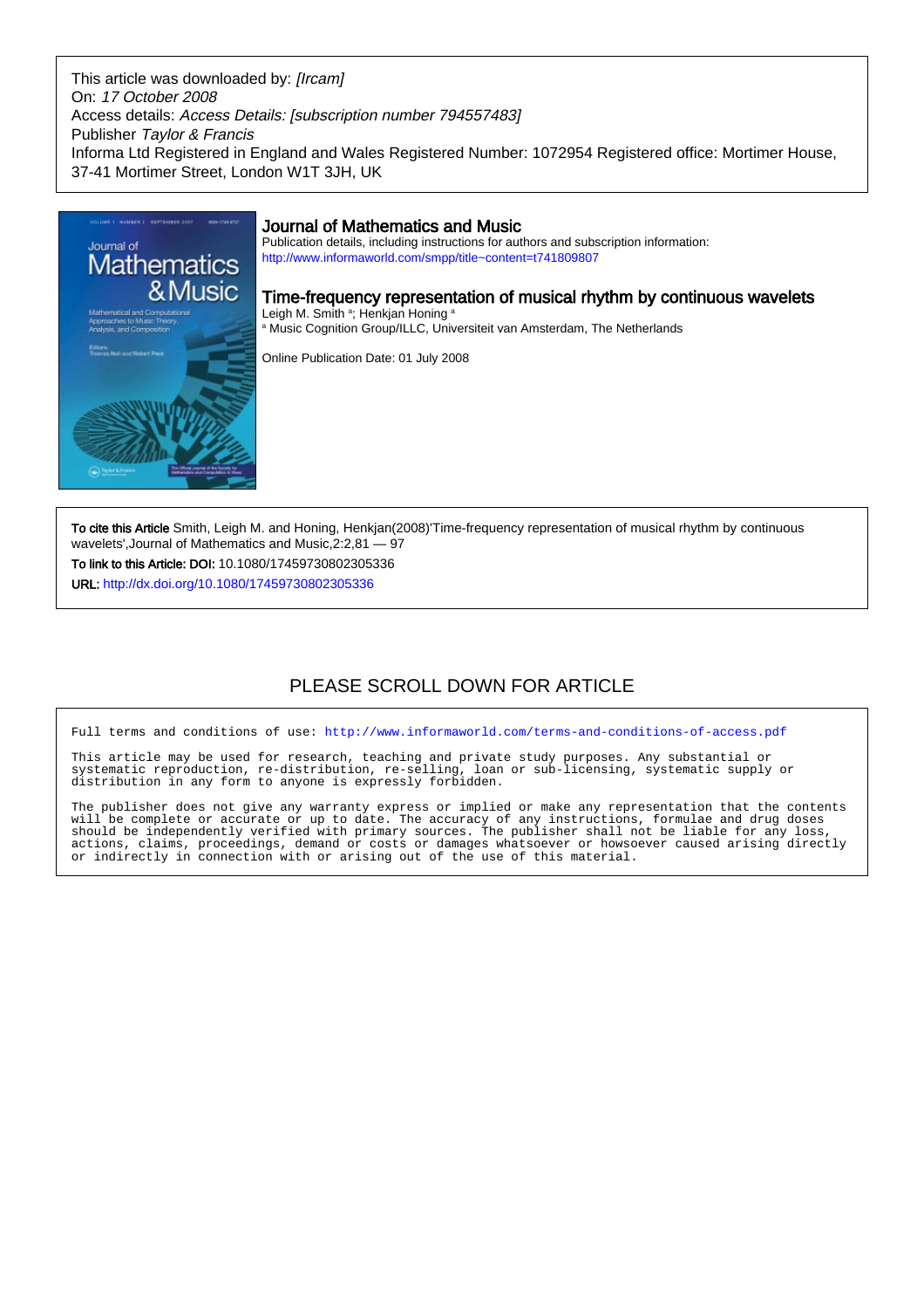This article was downloaded by: *[Ircam]*
On: *17 October 2008*
Access details: *Access Details: [subscription number 794557483]*
Publisher *Taylor & Francis*
Informa Ltd Registered in England and Wales Registered Number: 1072954 Registered office: Mortimer House, 37-41 Mortimer Street, London W1T 3JH, UK

## Journal of Mathematics and Music

Publication details, including instructions for authors and subscription information:
http://www.informaworld.com/smpp/title~content=t741809807

## Time-frequency representation of musical rhythm by continuous wavelets

Leigh M. Smith [a]; Henkjan Honing [a]

[a] Music Cognition Group/ILLC, Universiteit van Amsterdam, The Netherlands

Online Publication Date: 01 July 2008

**To cite this Article** Smith, Leigh M. and Honing, Henkjan(2008)'Time-frequency representation of musical rhythm by continuous wavelets',Journal of Mathematics and Music,2:2,81 — 97

**To link to this Article: DOI:** 10.1080/17459730802305336

**URL:** http://dx.doi.org/10.1080/17459730802305336

# PLEASE SCROLL DOWN FOR ARTICLE

Full terms and conditions of use: http://www.informaworld.com/terms-and-conditions-of-access.pdf

This article may be used for research, teaching and private study purposes. Any substantial or systematic reproduction, re-distribution, re-selling, loan or sub-licensing, systematic supply or distribution in any form to anyone is expressly forbidden.

The publisher does not give any warranty express or implied or make any representation that the contents will be complete or accurate or up to date. The accuracy of any instructions, formulae and drug doses should be independently verified with primary sources. The publisher shall not be liable for any loss, actions, claims, proceedings, demand or costs or damages whatsoever or howsoever caused arising directly or indirectly in connection with or arising out of the use of this material.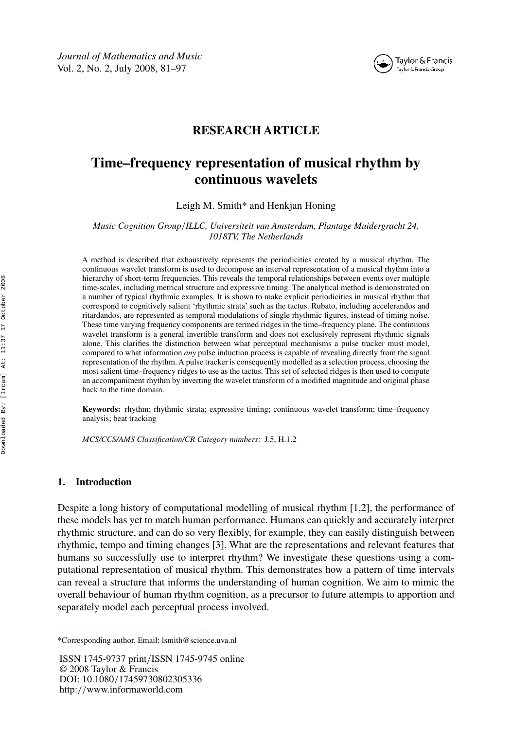# RESEARCH ARTICLE

# Time–frequency representation of musical rhythm by continuous wavelets

Leigh M. Smith* and Henkjan Honing

*Music Cognition Group/ILLC, Universiteit van Amsterdam, Plantage Muidergracht 24, 1018TV, The Netherlands*

A method is described that exhaustively represents the periodicities created by a musical rhythm. The continuous wavelet transform is used to decompose an interval representation of a musical rhythm into a hierarchy of short-term frequencies. This reveals the temporal relationships between events over multiple time-scales, including metrical structure and expressive timing. The analytical method is demonstrated on a number of typical rhythmic examples. It is shown to make explicit periodicities in musical rhythm that correspond to cognitively salient 'rhythmic strata' such as the tactus. Rubato, including accelerandos and ritardandos, are represented as temporal modulations of single rhythmic figures, instead of timing noise. These time varying frequency components are termed ridges in the time–frequency plane. The continuous wavelet transform is a general invertible transform and does not exclusively represent rhythmic signals alone. This clarifies the distinction between what perceptual mechanisms a pulse tracker must model, compared to what information *any* pulse induction process is capable of revealing directly from the signal representation of the rhythm. A pulse tracker is consequently modelled as a selection process, choosing the most salient time–frequency ridges to use as the tactus. This set of selected ridges is then used to compute an accompaniment rhythm by inverting the wavelet transform of a modified magnitude and original phase back to the time domain.

**Keywords:** rhythm; rhythmic strata; expressive timing; continuous wavelet transform; time–frequency analysis; beat tracking

*MCS/CCS/AMS Classification/CR Category numbers*: J.5, H.1.2

## 1. Introduction

Despite a long history of computational modelling of musical rhythm [1,2], the performance of these models has yet to match human performance. Humans can quickly and accurately interpret rhythmic structure, and can do so very flexibly, for example, they can easily distinguish between rhythmic, tempo and timing changes [3]. What are the representations and relevant features that humans so successfully use to interpret rhythm? We investigate these questions using a computational representation of musical rhythm. This demonstrates how a pattern of time intervals can reveal a structure that informs the understanding of human cognition. We aim to mimic the overall behaviour of human rhythm cognition, as a precursor to future attempts to apportion and separately model each perceptual process involved.

*Corresponding author. Email: lsmith@science.uva.nl

ISSN 1745-9737 print/ISSN 1745-9745 online
© 2008 Taylor & Francis
DOI: 10.1080/17459730802305336
http://www.informaworld.com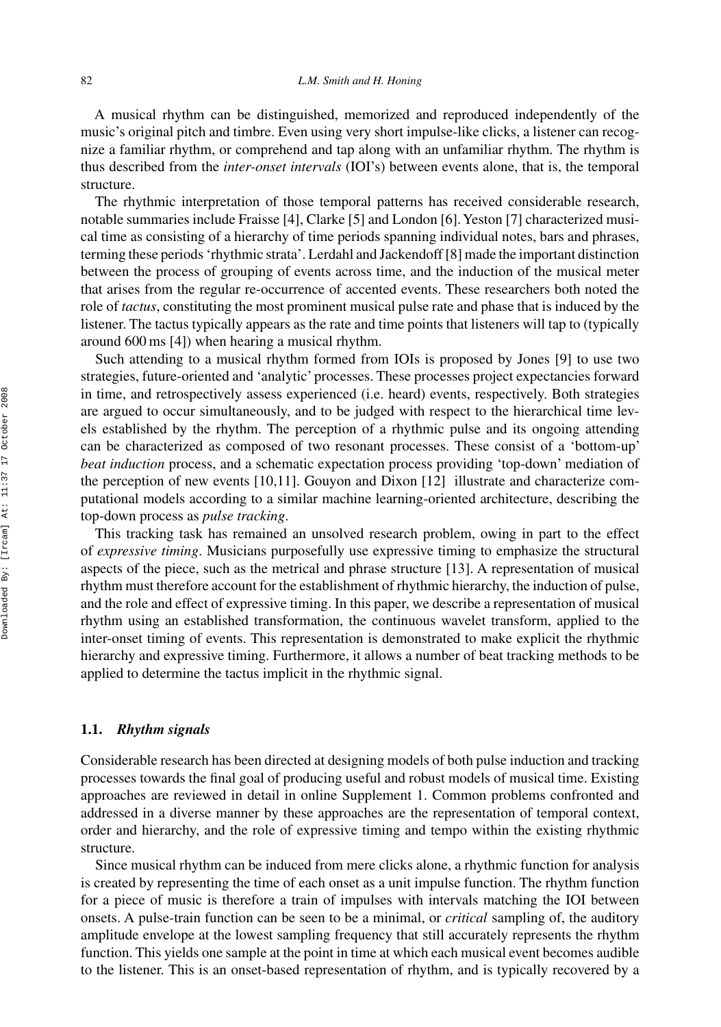A musical rhythm can be distinguished, memorized and reproduced independently of the music's original pitch and timbre. Even using very short impulse-like clicks, a listener can recognize a familiar rhythm, or comprehend and tap along with an unfamiliar rhythm. The rhythm is thus described from the *inter-onset intervals* (IOI's) between events alone, that is, the temporal structure.

The rhythmic interpretation of those temporal patterns has received considerable research, notable summaries include Fraisse [4], Clarke [5] and London [6]. Yeston [7] characterized musical time as consisting of a hierarchy of time periods spanning individual notes, bars and phrases, terming these periods 'rhythmic strata'. Lerdahl and Jackendoff [8] made the important distinction between the process of grouping of events across time, and the induction of the musical meter that arises from the regular re-occurrence of accented events. These researchers both noted the role of *tactus*, constituting the most prominent musical pulse rate and phase that is induced by the listener. The tactus typically appears as the rate and time points that listeners will tap to (typically around 600 ms [4]) when hearing a musical rhythm.

Such attending to a musical rhythm formed from IOIs is proposed by Jones [9] to use two strategies, future-oriented and 'analytic' processes. These processes project expectancies forward in time, and retrospectively assess experienced (i.e. heard) events, respectively. Both strategies are argued to occur simultaneously, and to be judged with respect to the hierarchical time levels established by the rhythm. The perception of a rhythmic pulse and its ongoing attending can be characterized as composed of two resonant processes. These consist of a 'bottom-up' *beat induction* process, and a schematic expectation process providing 'top-down' mediation of the perception of new events [10,11]. Gouyon and Dixon [12] illustrate and characterize computational models according to a similar machine learning-oriented architecture, describing the top-down process as *pulse tracking*.

This tracking task has remained an unsolved research problem, owing in part to the effect of *expressive timing*. Musicians purposefully use expressive timing to emphasize the structural aspects of the piece, such as the metrical and phrase structure [13]. A representation of musical rhythm must therefore account for the establishment of rhythmic hierarchy, the induction of pulse, and the role and effect of expressive timing. In this paper, we describe a representation of musical rhythm using an established transformation, the continuous wavelet transform, applied to the inter-onset timing of events. This representation is demonstrated to make explicit the rhythmic hierarchy and expressive timing. Furthermore, it allows a number of beat tracking methods to be applied to determine the tactus implicit in the rhythmic signal.

### 1.1. *Rhythm signals*

Considerable research has been directed at designing models of both pulse induction and tracking processes towards the final goal of producing useful and robust models of musical time. Existing approaches are reviewed in detail in online Supplement 1. Common problems confronted and addressed in a diverse manner by these approaches are the representation of temporal context, order and hierarchy, and the role of expressive timing and tempo within the existing rhythmic structure.

Since musical rhythm can be induced from mere clicks alone, a rhythmic function for analysis is created by representing the time of each onset as a unit impulse function. The rhythm function for a piece of music is therefore a train of impulses with intervals matching the IOI between onsets. A pulse-train function can be seen to be a minimal, or *critical* sampling of, the auditory amplitude envelope at the lowest sampling frequency that still accurately represents the rhythm function. This yields one sample at the point in time at which each musical event becomes audible to the listener. This is an onset-based representation of rhythm, and is typically recovered by a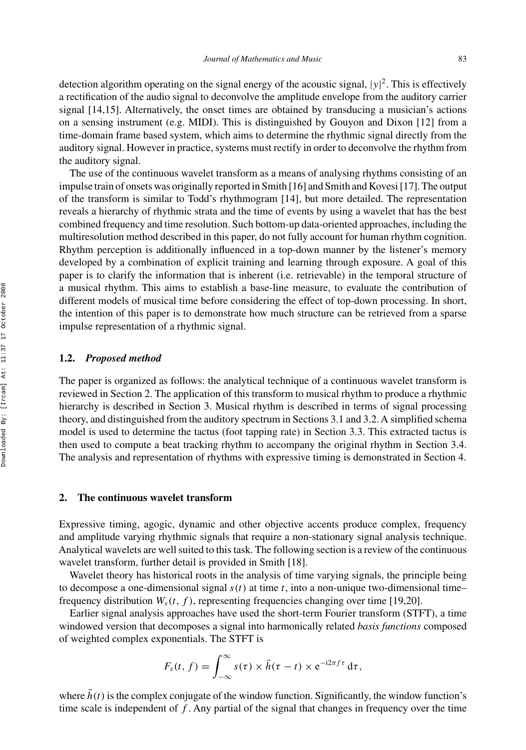detection algorithm operating on the signal energy of the acoustic signal, $|y|^2$. This is effectively a rectification of the audio signal to deconvolve the amplitude envelope from the auditory carrier signal [14,15]. Alternatively, the onset times are obtained by transducing a musician's actions on a sensing instrument (e.g. MIDI). This is distinguished by Gouyon and Dixon [12] from a time-domain frame based system, which aims to determine the rhythmic signal directly from the auditory signal. However in practice, systems must rectify in order to deconvolve the rhythm from the auditory signal.

The use of the continuous wavelet transform as a means of analysing rhythms consisting of an impulse train of onsets was originally reported in Smith [16] and Smith and Kovesi [17]. The output of the transform is similar to Todd's rhythmogram [14], but more detailed. The representation reveals a hierarchy of rhythmic strata and the time of events by using a wavelet that has the best combined frequency and time resolution. Such bottom-up data-oriented approaches, including the multiresolution method described in this paper, do not fully account for human rhythm cognition. Rhythm perception is additionally influenced in a top-down manner by the listener's memory developed by a combination of explicit training and learning through exposure. A goal of this paper is to clarify the information that is inherent (i.e. retrievable) in the temporal structure of a musical rhythm. This aims to establish a base-line measure, to evaluate the contribution of different models of musical time before considering the effect of top-down processing. In short, the intention of this paper is to demonstrate how much structure can be retrieved from a sparse impulse representation of a rhythmic signal.

### 1.2. *Proposed method*

The paper is organized as follows: the analytical technique of a continuous wavelet transform is reviewed in Section 2. The application of this transform to musical rhythm to produce a rhythmic hierarchy is described in Section 3. Musical rhythm is described in terms of signal processing theory, and distinguished from the auditory spectrum in Sections 3.1 and 3.2. A simplified schema model is used to determine the tactus (foot tapping rate) in Section 3.3. This extracted tactus is then used to compute a beat tracking rhythm to accompany the original rhythm in Section 3.4. The analysis and representation of rhythms with expressive timing is demonstrated in Section 4.

## 2. The continuous wavelet transform

Expressive timing, agogic, dynamic and other objective accents produce complex, frequency and amplitude varying rhythmic signals that require a non-stationary signal analysis technique. Analytical wavelets are well suited to this task. The following section is a review of the continuous wavelet transform, further detail is provided in Smith [18].

Wavelet theory has historical roots in the analysis of time varying signals, the principle being to decompose a one-dimensional signal $s(t)$ at time $t$, into a non-unique two-dimensional time–frequency distribution $W_s(t, f)$, representing frequencies changing over time [19,20].

Earlier signal analysis approaches have used the short-term Fourier transform (STFT), a time windowed version that decomposes a signal into harmonically related *basis functions* composed of weighted complex exponentials. The STFT is

$$F_s(t, f) = \int_{-\infty}^{\infty} s(\tau) \times \bar{h}(\tau - t) \times \mathrm{e}^{-\mathrm{i}2\pi f \tau} \, \mathrm{d}\tau,$$

where $\bar{h}(t)$ is the complex conjugate of the window function. Significantly, the window function's time scale is independent of $f$. Any partial of the signal that changes in frequency over the time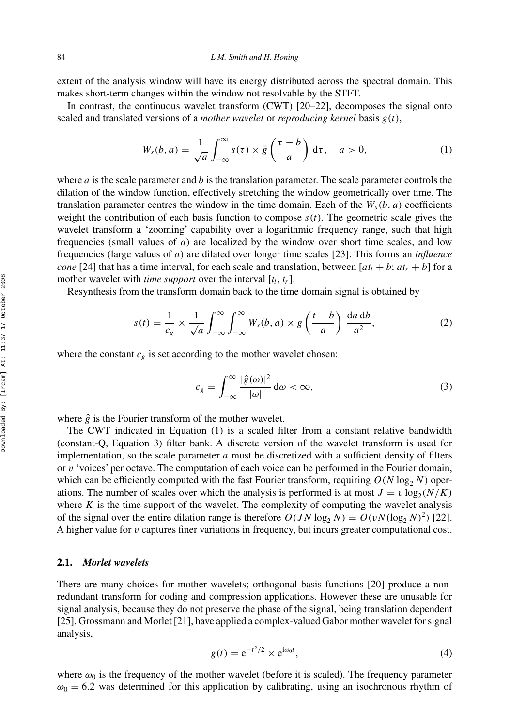extent of the analysis window will have its energy distributed across the spectral domain. This makes short-term changes within the window not resolvable by the STFT.

In contrast, the continuous wavelet transform (CWT) [20–22], decomposes the signal onto scaled and translated versions of a *mother wavelet* or *reproducing kernel* basis $g(t)$,

$$W_s(b, a) = \frac{1}{\sqrt{a}} \int_{-\infty}^{\infty} s(\tau) \times \bar{g}\left(\frac{\tau - b}{a}\right) \mathrm{d}\tau, \quad a > 0, \tag{1}$$

where $a$ is the scale parameter and $b$ is the translation parameter. The scale parameter controls the dilation of the window function, effectively stretching the window geometrically over time. The translation parameter centres the window in the time domain. Each of the $W_s(b, a)$ coefficients weight the contribution of each basis function to compose $s(t)$. The geometric scale gives the wavelet transform a 'zooming' capability over a logarithmic frequency range, such that high frequencies (small values of $a$) are localized by the window over short time scales, and low frequencies (large values of $a$) are dilated over longer time scales [23]. This forms an *influence cone* [24] that has a time interval, for each scale and translation, between $[at_l + b; at_r + b]$ for a mother wavelet with *time support* over the interval $[t_l, t_r]$.

Resynthesis from the transform domain back to the time domain signal is obtained by

$$s(t) = \frac{1}{c_g} \times \frac{1}{\sqrt{a}} \int_{-\infty}^{\infty} \int_{-\infty}^{\infty} W_s(b, a) \times g\left(\frac{t - b}{a}\right) \frac{\mathrm{d}a\, \mathrm{d}b}{a^2}, \tag{2}$$

where the constant $c_g$ is set according to the mother wavelet chosen:

$$c_g = \int_{-\infty}^{\infty} \frac{|\hat{g}(\omega)|^2}{|\omega|} \mathrm{d}\omega < \infty, \tag{3}$$

where $\hat{g}$ is the Fourier transform of the mother wavelet.

The CWT indicated in Equation (1) is a scaled filter from a constant relative bandwidth (constant-Q, Equation 3) filter bank. A discrete version of the wavelet transform is used for implementation, so the scale parameter $a$ must be discretized with a sufficient density of filters or $v$ 'voices' per octave. The computation of each voice can be performed in the Fourier domain, which can be efficiently computed with the fast Fourier transform, requiring $O(N \log_2 N)$ operations. The number of scales over which the analysis is performed is at most $J = v \log_2(N/K)$ where $K$ is the time support of the wavelet. The complexity of computing the wavelet analysis of the signal over the entire dilation range is therefore $O(JN \log_2 N) = O(vN(\log_2 N)^2)$ [22]. A higher value for $v$ captures finer variations in frequency, but incurs greater computational cost.

### 2.1. *Morlet wavelets*

There are many choices for mother wavelets; orthogonal basis functions [20] produce a non-redundant transform for coding and compression applications. However these are unusable for signal analysis, because they do not preserve the phase of the signal, being translation dependent [25]. Grossmann and Morlet [21], have applied a complex-valued Gabor mother wavelet for signal analysis,

$$g(t) = \mathrm{e}^{-t^2/2} \times \mathrm{e}^{\mathrm{i}\omega_0 t}, \tag{4}$$

where $\omega_0$ is the frequency of the mother wavelet (before it is scaled). The frequency parameter $\omega_0 = 6.2$ was determined for this application by calibrating, using an isochronous rhythm of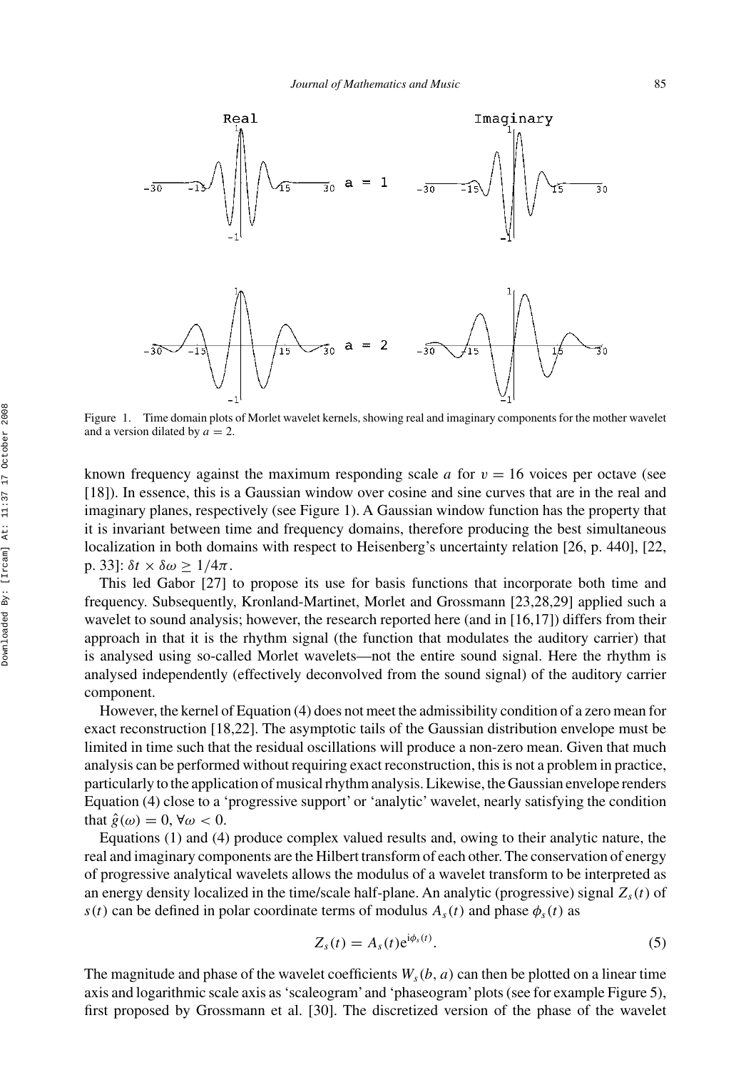Figure 1. Time domain plots of Morlet wavelet kernels, showing real and imaginary components for the mother wavelet and a version dilated by $a = 2$.

known frequency against the maximum responding scale $a$ for $v = 16$ voices per octave (see [18]). In essence, this is a Gaussian window over cosine and sine curves that are in the real and imaginary planes, respectively (see Figure 1). A Gaussian window function has the property that it is invariant between time and frequency domains, therefore producing the best simultaneous localization in both domains with respect to Heisenberg's uncertainty relation [26, p. 440], [22, p. 33]: $\delta t \times \delta \omega \geq 1/4\pi$.

This led Gabor [27] to propose its use for basis functions that incorporate both time and frequency. Subsequently, Kronland-Martinet, Morlet and Grossmann [23,28,29] applied such a wavelet to sound analysis; however, the research reported here (and in [16,17]) differs from their approach in that it is the rhythm signal (the function that modulates the auditory carrier) that is analysed using so-called Morlet wavelets—not the entire sound signal. Here the rhythm is analysed independently (effectively deconvolved from the sound signal) of the auditory carrier component.

However, the kernel of Equation (4) does not meet the admissibility condition of a zero mean for exact reconstruction [18,22]. The asymptotic tails of the Gaussian distribution envelope must be limited in time such that the residual oscillations will produce a non-zero mean. Given that much analysis can be performed without requiring exact reconstruction, this is not a problem in practice, particularly to the application of musical rhythm analysis. Likewise, the Gaussian envelope renders Equation (4) close to a 'progressive support' or 'analytic' wavelet, nearly satisfying the condition that $\hat{g}(\omega) = 0, \forall \omega < 0$.

Equations (1) and (4) produce complex valued results and, owing to their analytic nature, the real and imaginary components are the Hilbert transform of each other. The conservation of energy of progressive analytical wavelets allows the modulus of a wavelet transform to be interpreted as an energy density localized in the time/scale half-plane. An analytic (progressive) signal $Z_s(t)$ of $s(t)$ can be defined in polar coordinate terms of modulus $A_s(t)$ and phase $\phi_s(t)$ as

$$Z_s(t) = A_s(t)e^{i\phi_s(t)}. \tag{5}$$

The magnitude and phase of the wavelet coefficients $W_s(b, a)$ can then be plotted on a linear time axis and logarithmic scale axis as 'scaleogram' and 'phaseogram' plots (see for example Figure 5), first proposed by Grossmann et al. [30]. The discretized version of the phase of the wavelet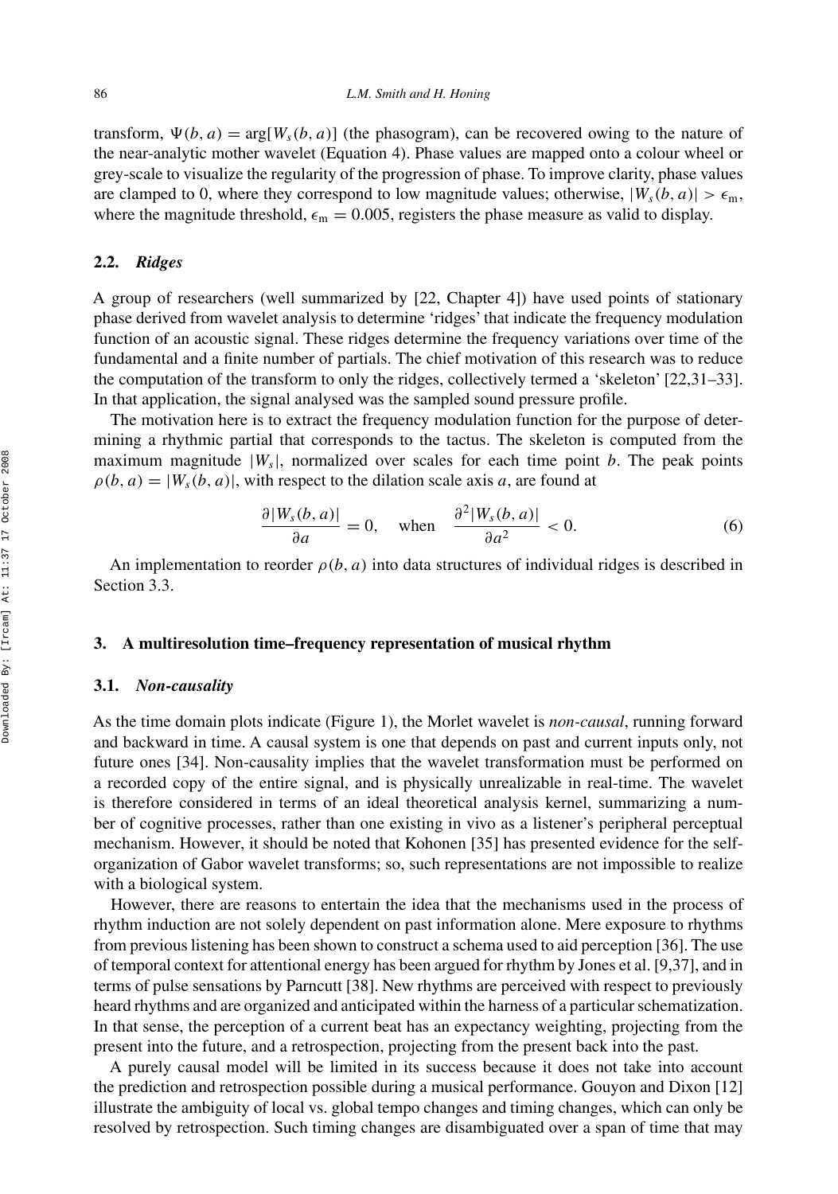transform, $\Psi(b, a) = \arg[W_s(b, a)]$ (the phasogram), can be recovered owing to the nature of the near-analytic mother wavelet (Equation 4). Phase values are mapped onto a colour wheel or grey-scale to visualize the regularity of the progression of phase. To improve clarity, phase values are clamped to 0, where they correspond to low magnitude values; otherwise, $|W_s(b, a)| > \epsilon_m$, where the magnitude threshold, $\epsilon_m = 0.005$, registers the phase measure as valid to display.

### 2.2. *Ridges*

A group of researchers (well summarized by [22, Chapter 4]) have used points of stationary phase derived from wavelet analysis to determine 'ridges' that indicate the frequency modulation function of an acoustic signal. These ridges determine the frequency variations over time of the fundamental and a finite number of partials. The chief motivation of this research was to reduce the computation of the transform to only the ridges, collectively termed a 'skeleton' [22,31–33]. In that application, the signal analysed was the sampled sound pressure profile.

The motivation here is to extract the frequency modulation function for the purpose of determining a rhythmic partial that corresponds to the tactus. The skeleton is computed from the maximum magnitude $|W_s|$, normalized over scales for each time point $b$. The peak points $\rho(b, a) = |W_s(b, a)|$, with respect to the dilation scale axis $a$, are found at

$$\frac{\partial |W_s(b, a)|}{\partial a} = 0, \quad \text{when} \quad \frac{\partial^2 |W_s(b, a)|}{\partial a^2} < 0. \tag{6}$$

An implementation to reorder $\rho(b, a)$ into data structures of individual ridges is described in Section 3.3.

## 3. A multiresolution time–frequency representation of musical rhythm

### 3.1. *Non-causality*

As the time domain plots indicate (Figure 1), the Morlet wavelet is *non-causal*, running forward and backward in time. A causal system is one that depends on past and current inputs only, not future ones [34]. Non-causality implies that the wavelet transformation must be performed on a recorded copy of the entire signal, and is physically unrealizable in real-time. The wavelet is therefore considered in terms of an ideal theoretical analysis kernel, summarizing a number of cognitive processes, rather than one existing in vivo as a listener's peripheral perceptual mechanism. However, it should be noted that Kohonen [35] has presented evidence for the self-organization of Gabor wavelet transforms; so, such representations are not impossible to realize with a biological system.

However, there are reasons to entertain the idea that the mechanisms used in the process of rhythm induction are not solely dependent on past information alone. Mere exposure to rhythms from previous listening has been shown to construct a schema used to aid perception [36]. The use of temporal context for attentional energy has been argued for rhythm by Jones et al. [9,37], and in terms of pulse sensations by Parncutt [38]. New rhythms are perceived with respect to previously heard rhythms and are organized and anticipated within the harness of a particular schematization. In that sense, the perception of a current beat has an expectancy weighting, projecting from the present into the future, and a retrospection, projecting from the present back into the past.

A purely causal model will be limited in its success because it does not take into account the prediction and retrospection possible during a musical performance. Gouyon and Dixon [12] illustrate the ambiguity of local vs. global tempo changes and timing changes, which can only be resolved by retrospection. Such timing changes are disambiguated over a span of time that may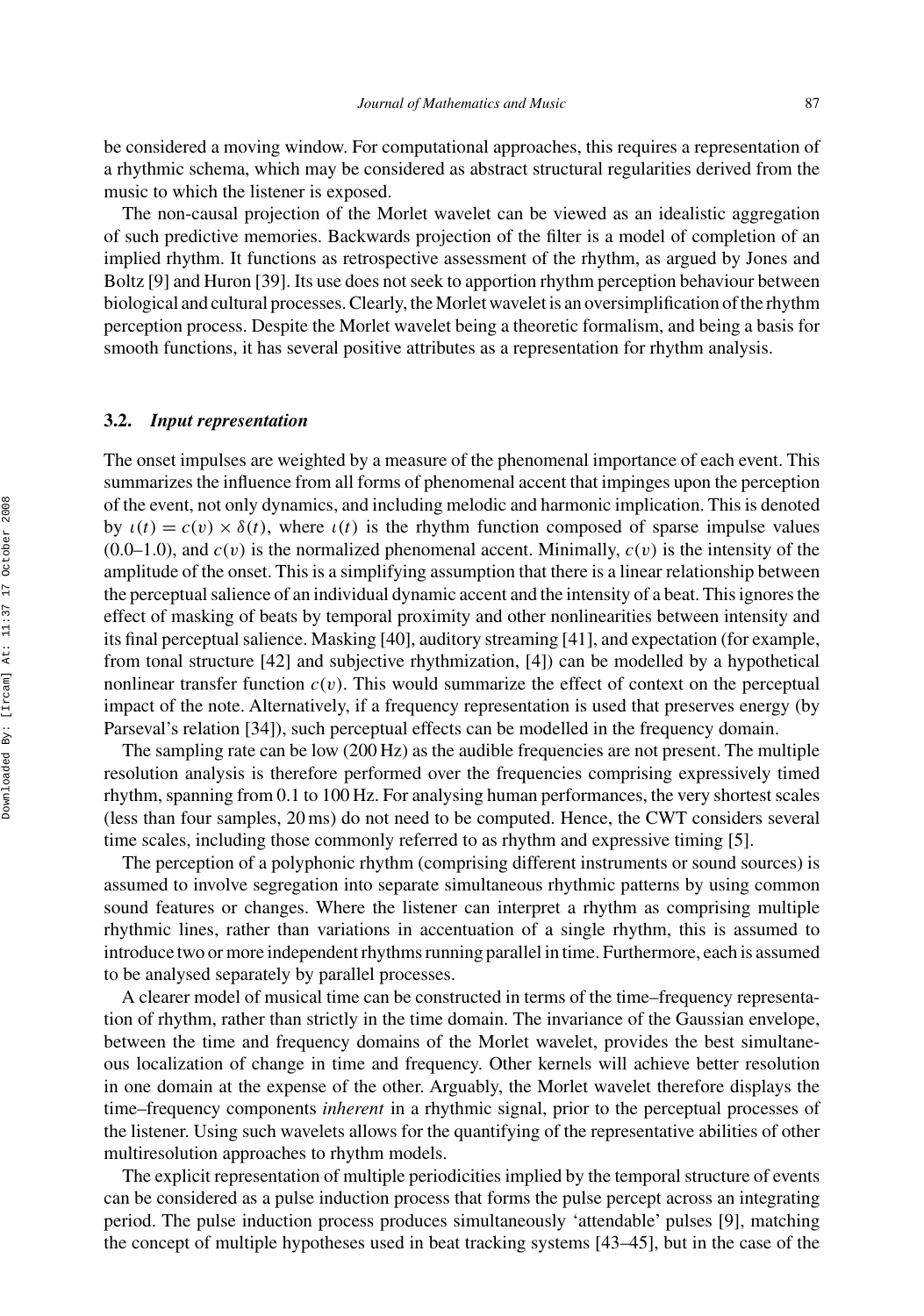be considered a moving window. For computational approaches, this requires a representation of a rhythmic schema, which may be considered as abstract structural regularities derived from the music to which the listener is exposed.

The non-causal projection of the Morlet wavelet can be viewed as an idealistic aggregation of such predictive memories. Backwards projection of the filter is a model of completion of an implied rhythm. It functions as retrospective assessment of the rhythm, as argued by Jones and Boltz [9] and Huron [39]. Its use does not seek to apportion rhythm perception behaviour between biological and cultural processes. Clearly, the Morlet wavelet is an oversimplification of the rhythm perception process. Despite the Morlet wavelet being a theoretic formalism, and being a basis for smooth functions, it has several positive attributes as a representation for rhythm analysis.

### 3.2. *Input representation*

The onset impulses are weighted by a measure of the phenomenal importance of each event. This summarizes the influence from all forms of phenomenal accent that impinges upon the perception of the event, not only dynamics, and including melodic and harmonic implication. This is denoted by $\iota(t) = c(v) \times \delta(t)$, where $\iota(t)$ is the rhythm function composed of sparse impulse values (0.0–1.0), and $c(v)$ is the normalized phenomenal accent. Minimally, $c(v)$ is the intensity of the amplitude of the onset. This is a simplifying assumption that there is a linear relationship between the perceptual salience of an individual dynamic accent and the intensity of a beat. This ignores the effect of masking of beats by temporal proximity and other nonlinearities between intensity and its final perceptual salience. Masking [40], auditory streaming [41], and expectation (for example, from tonal structure [42] and subjective rhythmization, [4]) can be modelled by a hypothetical nonlinear transfer function $c(v)$. This would summarize the effect of context on the perceptual impact of the note. Alternatively, if a frequency representation is used that preserves energy (by Parseval's relation [34]), such perceptual effects can be modelled in the frequency domain.

The sampling rate can be low (200 Hz) as the audible frequencies are not present. The multiple resolution analysis is therefore performed over the frequencies comprising expressively timed rhythm, spanning from 0.1 to 100 Hz. For analysing human performances, the very shortest scales (less than four samples, 20 ms) do not need to be computed. Hence, the CWT considers several time scales, including those commonly referred to as rhythm and expressive timing [5].

The perception of a polyphonic rhythm (comprising different instruments or sound sources) is assumed to involve segregation into separate simultaneous rhythmic patterns by using common sound features or changes. Where the listener can interpret a rhythm as comprising multiple rhythmic lines, rather than variations in accentuation of a single rhythm, this is assumed to introduce two or more independent rhythms running parallel in time. Furthermore, each is assumed to be analysed separately by parallel processes.

A clearer model of musical time can be constructed in terms of the time–frequency representation of rhythm, rather than strictly in the time domain. The invariance of the Gaussian envelope, between the time and frequency domains of the Morlet wavelet, provides the best simultaneous localization of change in time and frequency. Other kernels will achieve better resolution in one domain at the expense of the other. Arguably, the Morlet wavelet therefore displays the time–frequency components *inherent* in a rhythmic signal, prior to the perceptual processes of the listener. Using such wavelets allows for the quantifying of the representative abilities of other multiresolution approaches to rhythm models.

The explicit representation of multiple periodicities implied by the temporal structure of events can be considered as a pulse induction process that forms the pulse percept across an integrating period. The pulse induction process produces simultaneously 'attendable' pulses [9], matching the concept of multiple hypotheses used in beat tracking systems [43–45], but in the case of the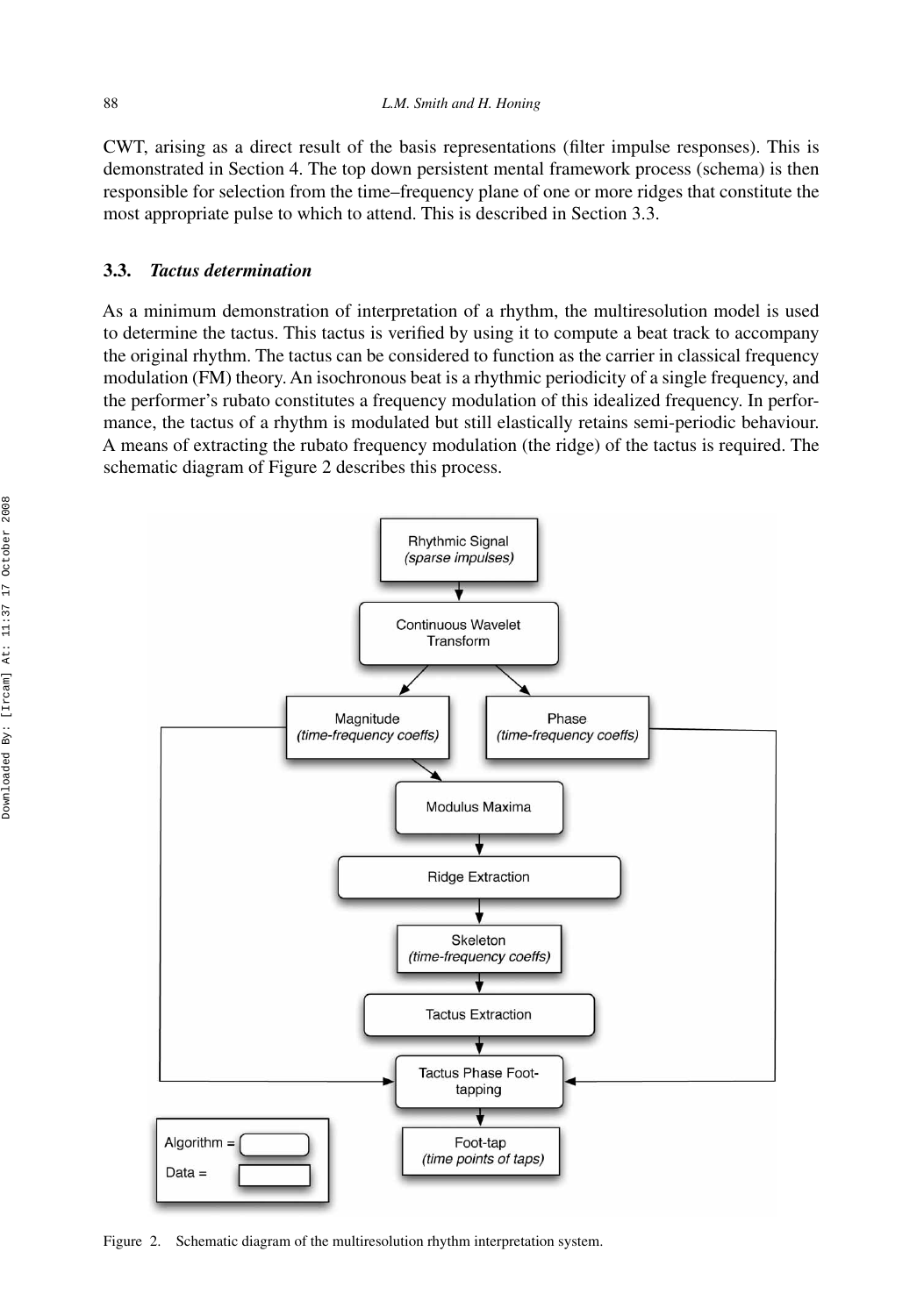CWT, arising as a direct result of the basis representations (filter impulse responses). This is demonstrated in Section 4. The top down persistent mental framework process (schema) is then responsible for selection from the time–frequency plane of one or more ridges that constitute the most appropriate pulse to which to attend. This is described in Section 3.3.

### 3.3. *Tactus determination*

As a minimum demonstration of interpretation of a rhythm, the multiresolution model is used to determine the tactus. This tactus is verified by using it to compute a beat track to accompany the original rhythm. The tactus can be considered to function as the carrier in classical frequency modulation (FM) theory. An isochronous beat is a rhythmic periodicity of a single frequency, and the performer's rubato constitutes a frequency modulation of this idealized frequency. In performance, the tactus of a rhythm is modulated but still elastically retains semi-periodic behaviour. A means of extracting the rubato frequency modulation (the ridge) of the tactus is required. The schematic diagram of Figure 2 describes this process.

Figure 2. Schematic diagram of the multiresolution rhythm interpretation system.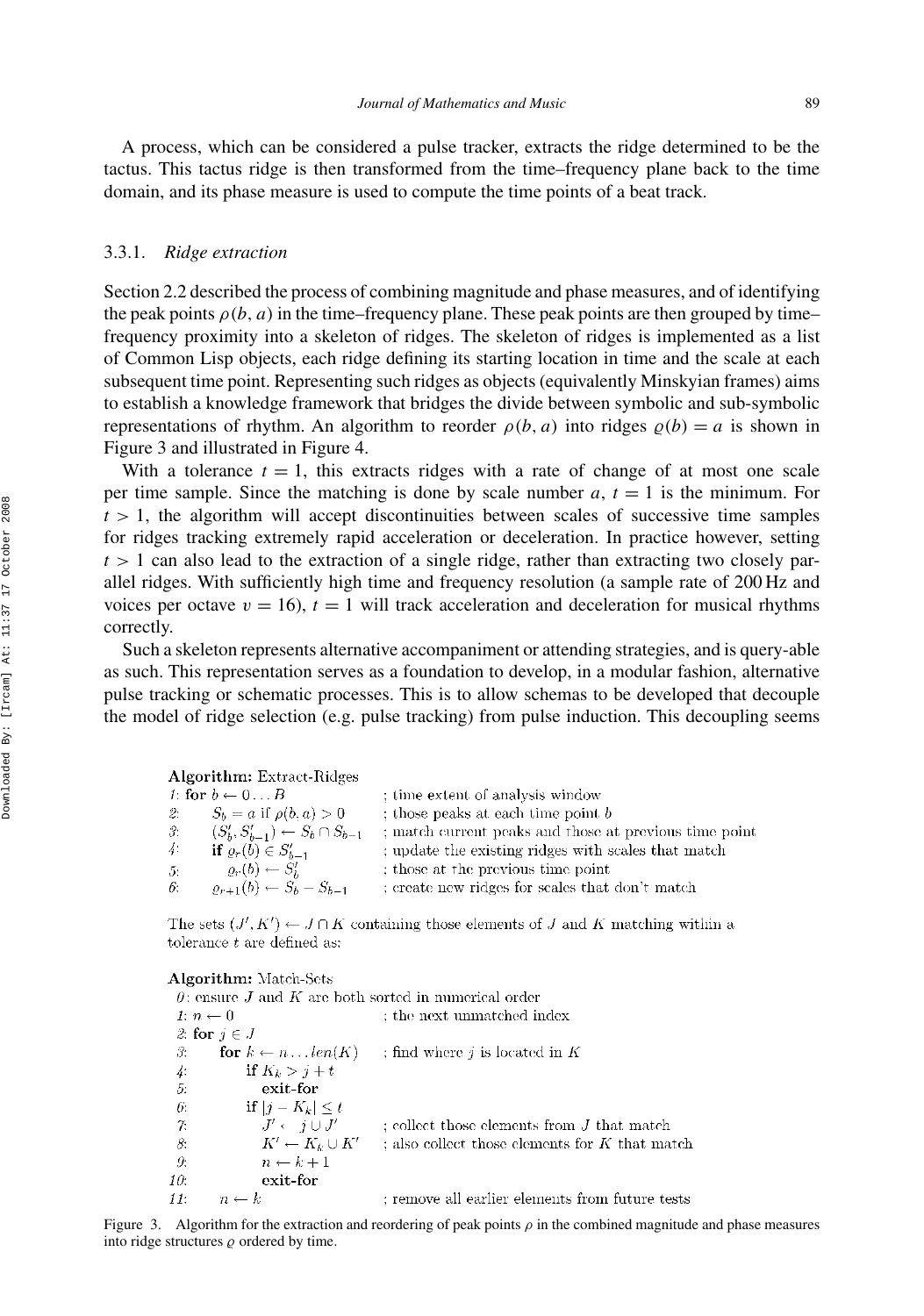A process, which can be considered a pulse tracker, extracts the ridge determined to be the tactus. This tactus ridge is then transformed from the time–frequency plane back to the time domain, and its phase measure is used to compute the time points of a beat track.

### 3.3.1. *Ridge extraction*

Section 2.2 described the process of combining magnitude and phase measures, and of identifying the peak points $\rho(b, a)$ in the time–frequency plane. These peak points are then grouped by time–frequency proximity into a skeleton of ridges. The skeleton of ridges is implemented as a list of Common Lisp objects, each ridge defining its starting location in time and the scale at each subsequent time point. Representing such ridges as objects (equivalently Minskyian frames) aims to establish a knowledge framework that bridges the divide between symbolic and sub-symbolic representations of rhythm. An algorithm to reorder $\rho(b, a)$ into ridges $\varrho(b) = a$ is shown in Figure 3 and illustrated in Figure 4.

With a tolerance $t = 1$, this extracts ridges with a rate of change of at most one scale per time sample. Since the matching is done by scale number $a$, $t = 1$ is the minimum. For $t > 1$, the algorithm will accept discontinuities between scales of successive time samples for ridges tracking extremely rapid acceleration or deceleration. In practice however, setting $t > 1$ can also lead to the extraction of a single ridge, rather than extracting two closely parallel ridges. With sufficiently high time and frequency resolution (a sample rate of 200 Hz and voices per octave $v = 16$), $t = 1$ will track acceleration and deceleration for musical rhythms correctly.

Such a skeleton represents alternative accompaniment or attending strategies, and is query-able as such. This representation serves as a foundation to develop, in a modular fashion, alternative pulse tracking or schematic processes. This is to allow schemas to be developed that decouple the model of ridge selection (e.g. pulse tracking) from pulse induction. This decoupling seems

**Algorithm:** Extract-Ridges

```
1: for b ← 0 ... B                      ; time extent of analysis window
2:     S_b = a if ρ(b, a) > 0           ; those peaks at each time point b
3:     (S'_b, S'_{b-1}) ← S_b ∩ S_{b-1} ; match current peaks and those at previous time point
4:     if ϱ_r(b) ∈ S'_{b-1}             ; update the existing ridges with scales that match
5:         ϱ_r(b) ← S'_b                ; those at the previous time point
6:     ϱ_{r+1}(b) ← S_b − S_{b-1}       ; create new ridges for scales that don't match
```

The sets $(J', K') \leftarrow J \cap K$ containing those elements of $J$ and $K$ matching within a tolerance $t$ are defined as:

**Algorithm:** Match-Sets

```
 0: ensure J and K are both sorted in numerical order
 1: n ← 0                               ; the next unmatched index
 2: for j ∈ J
 3:     for k ← n ... len(K)            ; find where j is located in K
 4:         if K_k > j + t
 5:             exit-for
 6:         if |j − K_k| ≤ t
 7:             J' ← j ∪ J'             ; collect those elements from J that match
 8:             K' ← K_k ∪ K'           ; also collect those elements for K that match
 9:             n ← k + 1
10:             exit-for
11:     n ← k                           ; remove all earlier elements from future tests
```

Figure 3. Algorithm for the extraction and reordering of peak points $\rho$ in the combined magnitude and phase measures into ridge structures $\varrho$ ordered by time.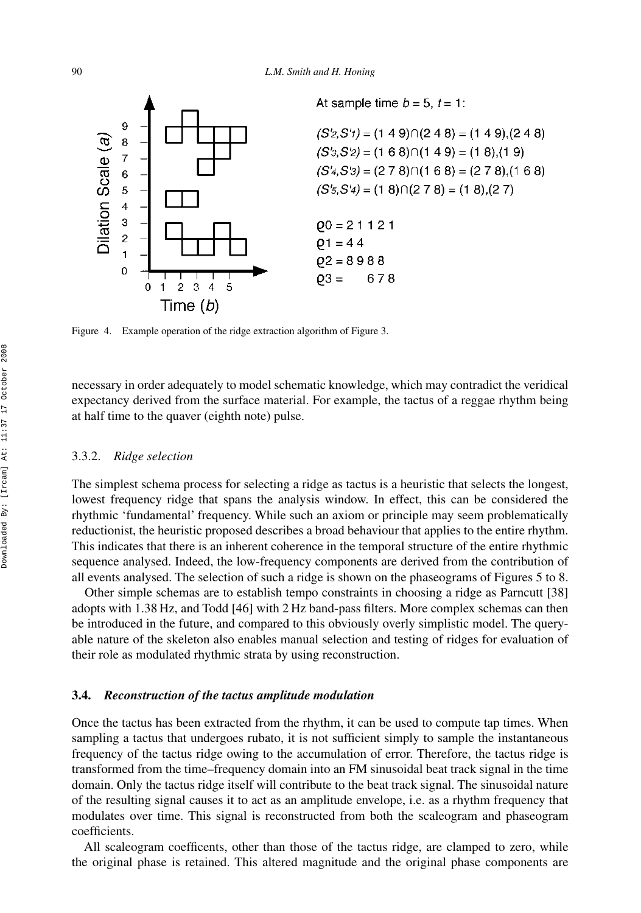At sample time $b = 5$, $t = 1$:

$(S'_2, S'_1) = (1\ 4\ 9) \cap (2\ 4\ 8) = (1\ 4\ 9), (2\ 4\ 8)$
$(S'_3, S'_2) = (1\ 6\ 8) \cap (1\ 4\ 9) = (1\ 8), (1\ 9)$
$(S'_4, S'_3) = (2\ 7\ 8) \cap (1\ 6\ 8) = (2\ 7\ 8), (1\ 6\ 8)$
$(S'_5, S'_4) = (1\ 8) \cap (2\ 7\ 8) = (1\ 8), (2\ 7)$

$\varrho 0 = 2\ 1\ 1\ 2\ 1$
$\varrho 1 = 4\ 4$
$\varrho 2 = 8\ 9\ 8\ 8$
$\varrho 3 = \quad 6\ 7\ 8$

Figure 4. Example operation of the ridge extraction algorithm of Figure 3.

necessary in order adequately to model schematic knowledge, which may contradict the veridical expectancy derived from the surface material. For example, the tactus of a reggae rhythm being at half time to the quaver (eighth note) pulse.

### 3.3.2. *Ridge selection*

The simplest schema process for selecting a ridge as tactus is a heuristic that selects the longest, lowest frequency ridge that spans the analysis window. In effect, this can be considered the rhythmic 'fundamental' frequency. While such an axiom or principle may seem problematically reductionist, the heuristic proposed describes a broad behaviour that applies to the entire rhythm. This indicates that there is an inherent coherence in the temporal structure of the entire rhythmic sequence analysed. Indeed, the low-frequency components are derived from the contribution of all events analysed. The selection of such a ridge is shown on the phaseograms of Figures 5 to 8.

Other simple schemas are to establish tempo constraints in choosing a ridge as Parncutt [38] adopts with 1.38 Hz, and Todd [46] with 2 Hz band-pass filters. More complex schemas can then be introduced in the future, and compared to this obviously overly simplistic model. The queryable nature of the skeleton also enables manual selection and testing of ridges for evaluation of their role as modulated rhythmic strata by using reconstruction.

## 3.4. *Reconstruction of the tactus amplitude modulation*

Once the tactus has been extracted from the rhythm, it can be used to compute tap times. When sampling a tactus that undergoes rubato, it is not sufficient simply to sample the instantaneous frequency of the tactus ridge owing to the accumulation of error. Therefore, the tactus ridge is transformed from the time–frequency domain into an FM sinusoidal beat track signal in the time domain. Only the tactus ridge itself will contribute to the beat track signal. The sinusoidal nature of the resulting signal causes it to act as an amplitude envelope, i.e. as a rhythm frequency that modulates over time. This signal is reconstructed from both the scaleogram and phaseogram coefficients.

All scaleogram coefficents, other than those of the tactus ridge, are clamped to zero, while the original phase is retained. This altered magnitude and the original phase components are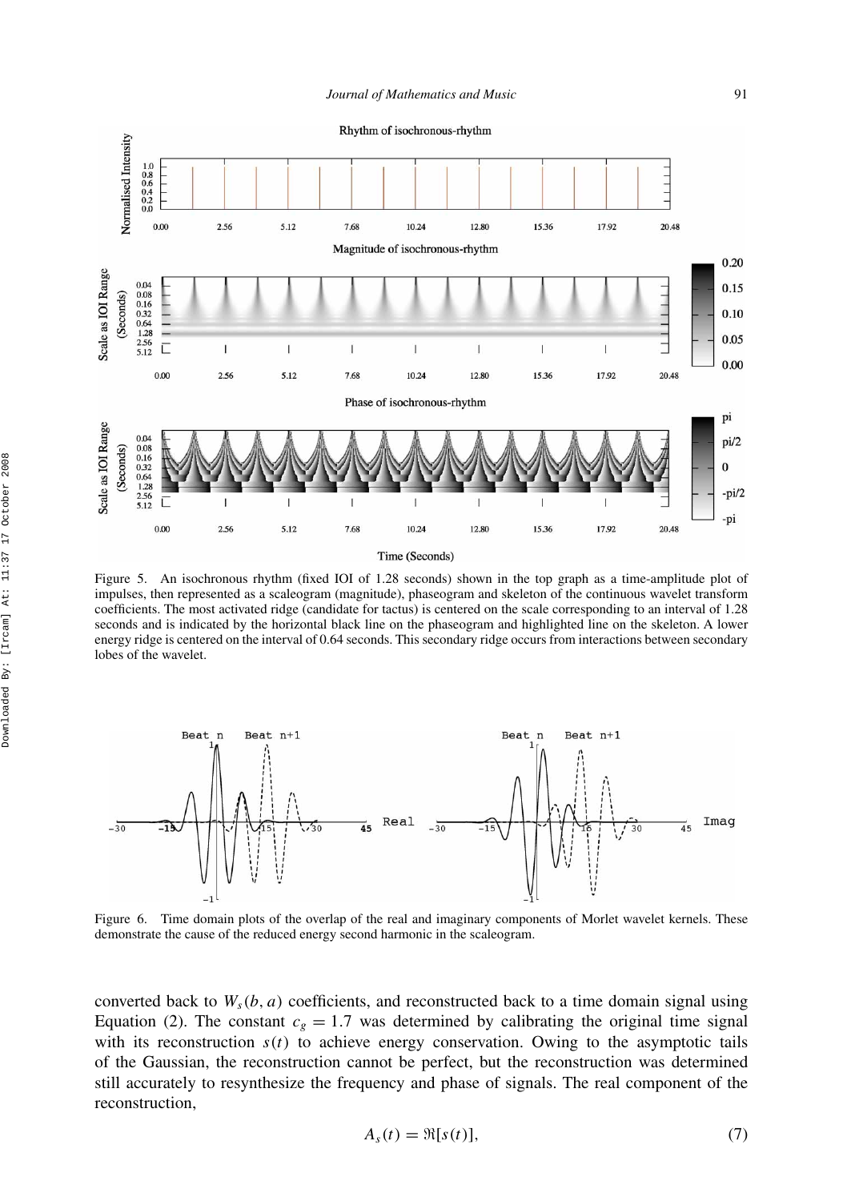Figure 5. An isochronous rhythm (fixed IOI of 1.28 seconds) shown in the top graph as a time-amplitude plot of impulses, then represented as a scaleogram (magnitude), phaseogram and skeleton of the continuous wavelet transform coefficients. The most activated ridge (candidate for tactus) is centered on the scale corresponding to an interval of 1.28 seconds and is indicated by the horizontal black line on the phaseogram and highlighted line on the skeleton. A lower energy ridge is centered on the interval of 0.64 seconds. This secondary ridge occurs from interactions between secondary lobes of the wavelet.

Figure 6. Time domain plots of the overlap of the real and imaginary components of Morlet wavelet kernels. These demonstrate the cause of the reduced energy second harmonic in the scaleogram.

converted back to $W_s(b, a)$ coefficients, and reconstructed back to a time domain signal using Equation (2). The constant $c_g = 1.7$ was determined by calibrating the original time signal with its reconstruction $s(t)$ to achieve energy conservation. Owing to the asymptotic tails of the Gaussian, the reconstruction cannot be perfect, but the reconstruction was determined still accurately to resynthesize the frequency and phase of signals. The real component of the reconstruction,

$$A_s(t) = \Re[s(t)], \tag{7}$$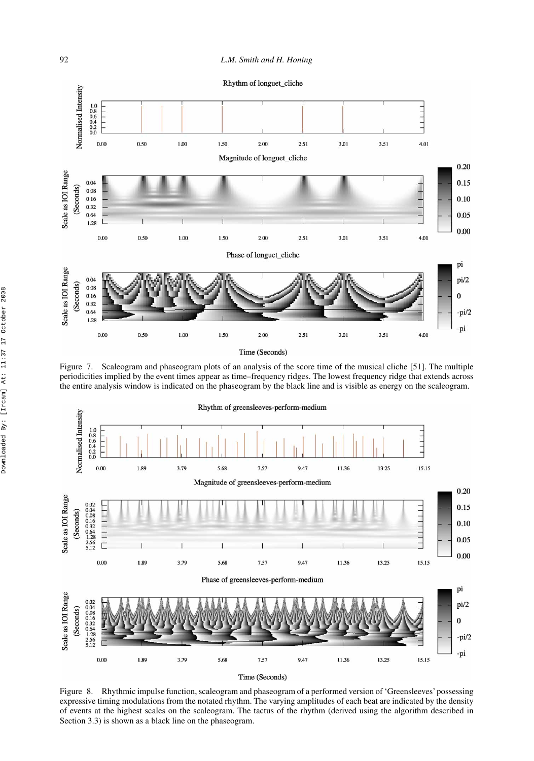Figure 7. Scaleogram and phaseogram plots of an analysis of the score time of the musical cliche [51]. The multiple periodicities implied by the event times appear as time–frequency ridges. The lowest frequency ridge that extends across the entire analysis window is indicated on the phaseogram by the black line and is visible as energy on the scaleogram.

Figure 8. Rhythmic impulse function, scaleogram and phaseogram of a performed version of 'Greensleeves' possessing expressive timing modulations from the notated rhythm. The varying amplitudes of each beat are indicated by the density of events at the highest scales on the scaleogram. The tactus of the rhythm (derived using the algorithm described in Section 3.3) is shown as a black line on the phaseogram.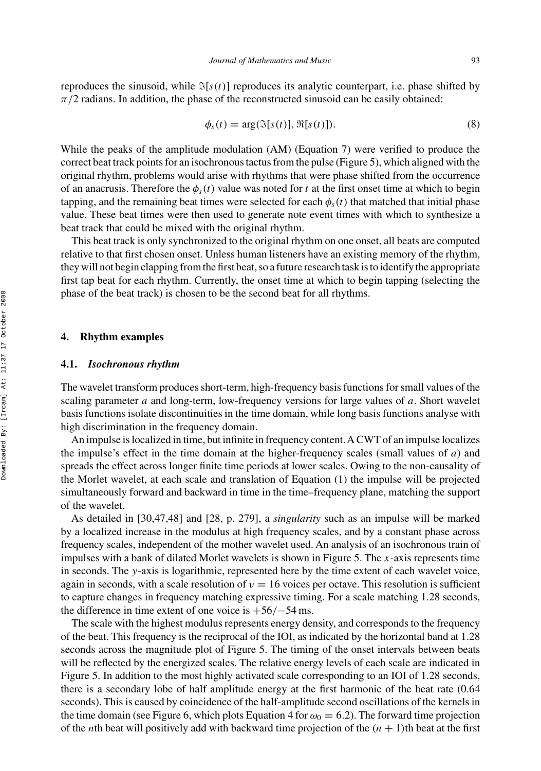reproduces the sinusoid, while $\Im[s(t)]$ reproduces its analytic counterpart, i.e. phase shifted by $\pi/2$ radians. In addition, the phase of the reconstructed sinusoid can be easily obtained:

$$\phi_s(t) = \arg(\Im[s(t)], \Re[s(t)]). \tag{8}$$

While the peaks of the amplitude modulation (AM) (Equation 7) were verified to produce the correct beat track points for an isochronous tactus from the pulse (Figure 5), which aligned with the original rhythm, problems would arise with rhythms that were phase shifted from the occurrence of an anacrusis. Therefore the $\phi_s(t)$ value was noted for $t$ at the first onset time at which to begin tapping, and the remaining beat times were selected for each $\phi_s(t)$ that matched that initial phase value. These beat times were then used to generate note event times with which to synthesize a beat track that could be mixed with the original rhythm.

This beat track is only synchronized to the original rhythm on one onset, all beats are computed relative to that first chosen onset. Unless human listeners have an existing memory of the rhythm, they will not begin clapping from the first beat, so a future research task is to identify the appropriate first tap beat for each rhythm. Currently, the onset time at which to begin tapping (selecting the phase of the beat track) is chosen to be the second beat for all rhythms.

## 4. Rhythm examples

### 4.1. *Isochronous rhythm*

The wavelet transform produces short-term, high-frequency basis functions for small values of the scaling parameter $a$ and long-term, low-frequency versions for large values of $a$. Short wavelet basis functions isolate discontinuities in the time domain, while long basis functions analyse with high discrimination in the frequency domain.

An impulse is localized in time, but infinite in frequency content. A CWT of an impulse localizes the impulse's effect in the time domain at the higher-frequency scales (small values of $a$) and spreads the effect across longer finite time periods at lower scales. Owing to the non-causality of the Morlet wavelet, at each scale and translation of Equation (1) the impulse will be projected simultaneously forward and backward in time in the time–frequency plane, matching the support of the wavelet.

As detailed in [30,47,48] and [28, p. 279], a *singularity* such as an impulse will be marked by a localized increase in the modulus at high frequency scales, and by a constant phase across frequency scales, independent of the mother wavelet used. An analysis of an isochronous train of impulses with a bank of dilated Morlet wavelets is shown in Figure 5. The $x$-axis represents time in seconds. The $y$-axis is logarithmic, represented here by the time extent of each wavelet voice, again in seconds, with a scale resolution of $v = 16$ voices per octave. This resolution is sufficient to capture changes in frequency matching expressive timing. For a scale matching 1.28 seconds, the difference in time extent of one voice is $+56/-54$ ms.

The scale with the highest modulus represents energy density, and corresponds to the frequency of the beat. This frequency is the reciprocal of the IOI, as indicated by the horizontal band at 1.28 seconds across the magnitude plot of Figure 5. The timing of the onset intervals between beats will be reflected by the energized scales. The relative energy levels of each scale are indicated in Figure 5. In addition to the most highly activated scale corresponding to an IOI of 1.28 seconds, there is a secondary lobe of half amplitude energy at the first harmonic of the beat rate (0.64 seconds). This is caused by coincidence of the half-amplitude second oscillations of the kernels in the time domain (see Figure 6, which plots Equation 4 for $\omega_0 = 6.2$). The forward time projection of the $n$th beat will positively add with backward time projection of the $(n + 1)$th beat at the first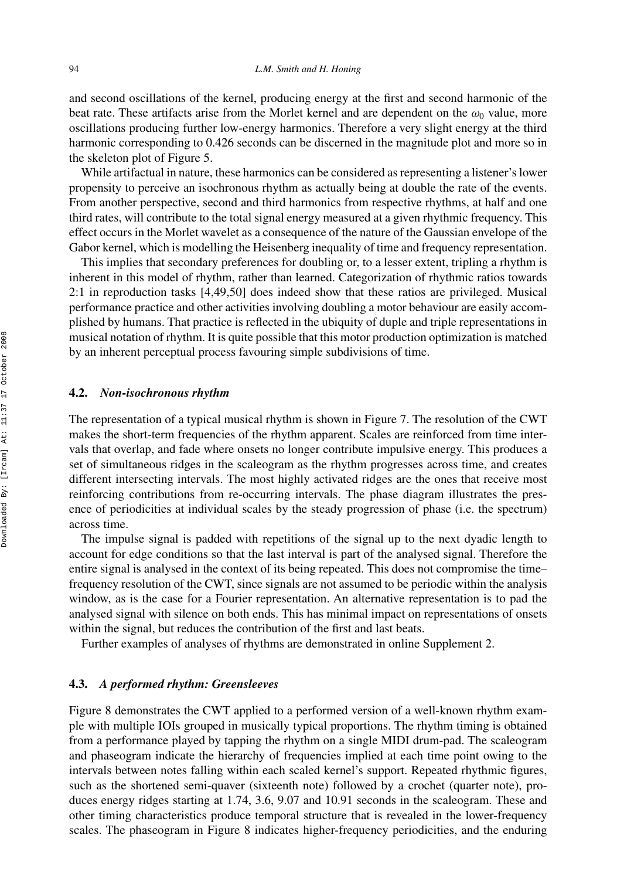and second oscillations of the kernel, producing energy at the first and second harmonic of the beat rate. These artifacts arise from the Morlet kernel and are dependent on the $\omega_0$ value, more oscillations producing further low-energy harmonics. Therefore a very slight energy at the third harmonic corresponding to 0.426 seconds can be discerned in the magnitude plot and more so in the skeleton plot of Figure 5.

While artifactual in nature, these harmonics can be considered as representing a listener's lower propensity to perceive an isochronous rhythm as actually being at double the rate of the events. From another perspective, second and third harmonics from respective rhythms, at half and one third rates, will contribute to the total signal energy measured at a given rhythmic frequency. This effect occurs in the Morlet wavelet as a consequence of the nature of the Gaussian envelope of the Gabor kernel, which is modelling the Heisenberg inequality of time and frequency representation.

This implies that secondary preferences for doubling or, to a lesser extent, tripling a rhythm is inherent in this model of rhythm, rather than learned. Categorization of rhythmic ratios towards 2:1 in reproduction tasks [4,49,50] does indeed show that these ratios are privileged. Musical performance practice and other activities involving doubling a motor behaviour are easily accomplished by humans. That practice is reflected in the ubiquity of duple and triple representations in musical notation of rhythm. It is quite possible that this motor production optimization is matched by an inherent perceptual process favouring simple subdivisions of time.

### 4.2. *Non-isochronous rhythm*

The representation of a typical musical rhythm is shown in Figure 7. The resolution of the CWT makes the short-term frequencies of the rhythm apparent. Scales are reinforced from time intervals that overlap, and fade where onsets no longer contribute impulsive energy. This produces a set of simultaneous ridges in the scaleogram as the rhythm progresses across time, and creates different intersecting intervals. The most highly activated ridges are the ones that receive most reinforcing contributions from re-occurring intervals. The phase diagram illustrates the presence of periodicities at individual scales by the steady progression of phase (i.e. the spectrum) across time.

The impulse signal is padded with repetitions of the signal up to the next dyadic length to account for edge conditions so that the last interval is part of the analysed signal. Therefore the entire signal is analysed in the context of its being repeated. This does not compromise the time–frequency resolution of the CWT, since signals are not assumed to be periodic within the analysis window, as is the case for a Fourier representation. An alternative representation is to pad the analysed signal with silence on both ends. This has minimal impact on representations of onsets within the signal, but reduces the contribution of the first and last beats.

Further examples of analyses of rhythms are demonstrated in online Supplement 2.

### 4.3. *A performed rhythm: Greensleeves*

Figure 8 demonstrates the CWT applied to a performed version of a well-known rhythm example with multiple IOIs grouped in musically typical proportions. The rhythm timing is obtained from a performance played by tapping the rhythm on a single MIDI drum-pad. The scaleogram and phaseogram indicate the hierarchy of frequencies implied at each time point owing to the intervals between notes falling within each scaled kernel's support. Repeated rhythmic figures, such as the shortened semi-quaver (sixteenth note) followed by a crochet (quarter note), produces energy ridges starting at 1.74, 3.6, 9.07 and 10.91 seconds in the scaleogram. These and other timing characteristics produce temporal structure that is revealed in the lower-frequency scales. The phaseogram in Figure 8 indicates higher-frequency periodicities, and the enduring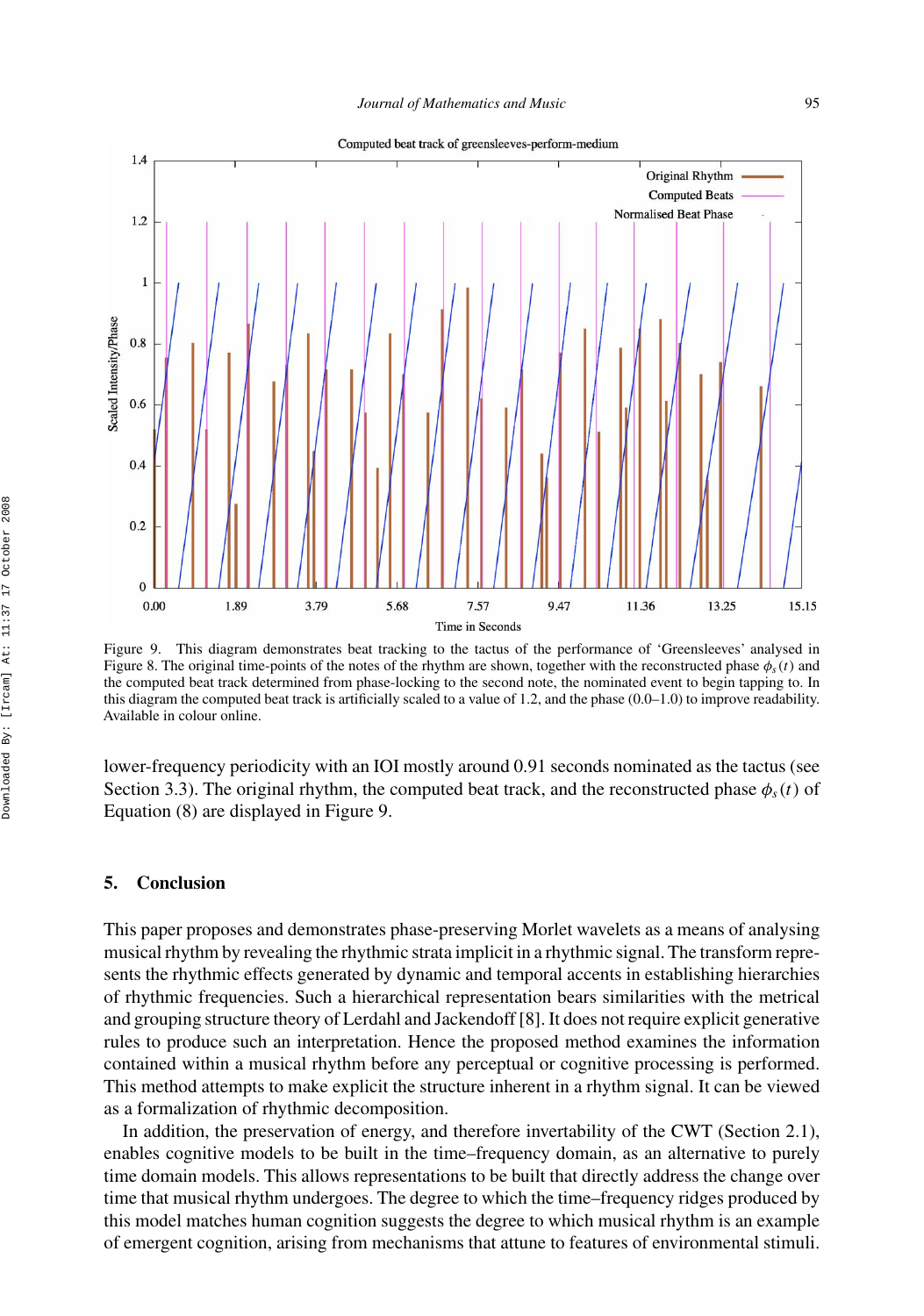Figure 9. This diagram demonstrates beat tracking to the tactus of the performance of 'Greensleeves' analysed in Figure 8. The original time-points of the notes of the rhythm are shown, together with the reconstructed phase $\phi_s(t)$ and the computed beat track determined from phase-locking to the second note, the nominated event to begin tapping to. In this diagram the computed beat track is artificially scaled to a value of 1.2, and the phase (0.0–1.0) to improve readability. Available in colour online.

lower-frequency periodicity with an IOI mostly around 0.91 seconds nominated as the tactus (see Section 3.3). The original rhythm, the computed beat track, and the reconstructed phase $\phi_s(t)$ of Equation (8) are displayed in Figure 9.

## 5. Conclusion

This paper proposes and demonstrates phase-preserving Morlet wavelets as a means of analysing musical rhythm by revealing the rhythmic strata implicit in a rhythmic signal. The transform represents the rhythmic effects generated by dynamic and temporal accents in establishing hierarchies of rhythmic frequencies. Such a hierarchical representation bears similarities with the metrical and grouping structure theory of Lerdahl and Jackendoff [8]. It does not require explicit generative rules to produce such an interpretation. Hence the proposed method examines the information contained within a musical rhythm before any perceptual or cognitive processing is performed. This method attempts to make explicit the structure inherent in a rhythm signal. It can be viewed as a formalization of rhythmic decomposition.

In addition, the preservation of energy, and therefore invertability of the CWT (Section 2.1), enables cognitive models to be built in the time–frequency domain, as an alternative to purely time domain models. This allows representations to be built that directly address the change over time that musical rhythm undergoes. The degree to which the time–frequency ridges produced by this model matches human cognition suggests the degree to which musical rhythm is an example of emergent cognition, arising from mechanisms that attune to features of environmental stimuli.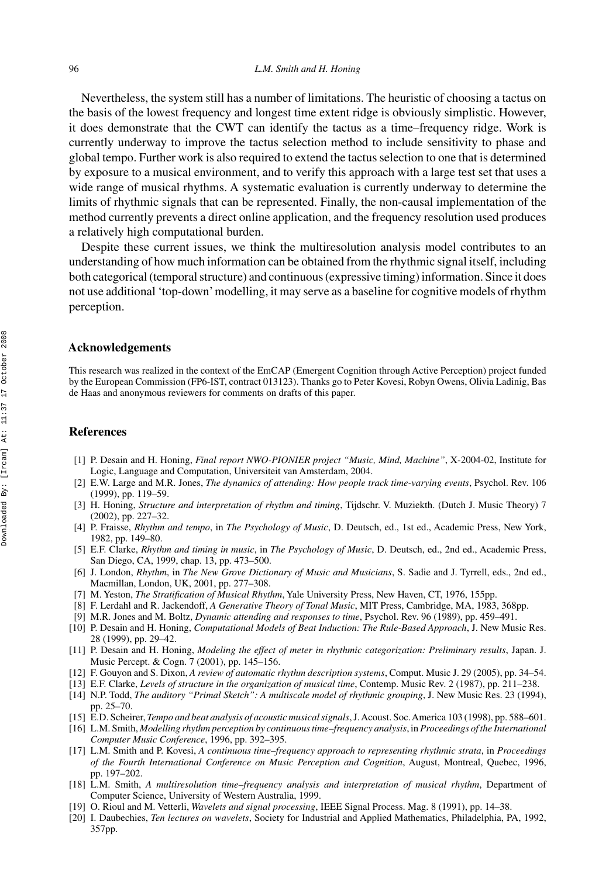Nevertheless, the system still has a number of limitations. The heuristic of choosing a tactus on the basis of the lowest frequency and longest time extent ridge is obviously simplistic. However, it does demonstrate that the CWT can identify the tactus as a time–frequency ridge. Work is currently underway to improve the tactus selection method to include sensitivity to phase and global tempo. Further work is also required to extend the tactus selection to one that is determined by exposure to a musical environment, and to verify this approach with a large test set that uses a wide range of musical rhythms. A systematic evaluation is currently underway to determine the limits of rhythmic signals that can be represented. Finally, the non-causal implementation of the method currently prevents a direct online application, and the frequency resolution used produces a relatively high computational burden.

Despite these current issues, we think the multiresolution analysis model contributes to an understanding of how much information can be obtained from the rhythmic signal itself, including both categorical (temporal structure) and continuous (expressive timing) information. Since it does not use additional 'top-down' modelling, it may serve as a baseline for cognitive models of rhythm perception.

## Acknowledgements

This research was realized in the context of the EmCAP (Emergent Cognition through Active Perception) project funded by the European Commission (FP6-IST, contract 013123). Thanks go to Peter Kovesi, Robyn Owens, Olivia Ladinig, Bas de Haas and anonymous reviewers for comments on drafts of this paper.

## References

[1] P. Desain and H. Honing, *Final report NWO-PIONIER project "Music, Mind, Machine"*, X-2004-02, Institute for Logic, Language and Computation, Universiteit van Amsterdam, 2004.

[2] E.W. Large and M.R. Jones, *The dynamics of attending: How people track time-varying events*, Psychol. Rev. 106 (1999), pp. 119–59.

[3] H. Honing, *Structure and interpretation of rhythm and timing*, Tijdschr. V. Muziekth. (Dutch J. Music Theory) 7 (2002), pp. 227–32.

[4] P. Fraisse, *Rhythm and tempo*, in *The Psychology of Music*, D. Deutsch, ed., 1st ed., Academic Press, New York, 1982, pp. 149–80.

[5] E.F. Clarke, *Rhythm and timing in music*, in *The Psychology of Music*, D. Deutsch, ed., 2nd ed., Academic Press, San Diego, CA, 1999, chap. 13, pp. 473–500.

[6] J. London, *Rhythm*, in *The New Grove Dictionary of Music and Musicians*, S. Sadie and J. Tyrrell, eds., 2nd ed., Macmillan, London, UK, 2001, pp. 277–308.

[7] M. Yeston, *The Stratification of Musical Rhythm*, Yale University Press, New Haven, CT, 1976, 155pp.

[8] F. Lerdahl and R. Jackendoff, *A Generative Theory of Tonal Music*, MIT Press, Cambridge, MA, 1983, 368pp.

[9] M.R. Jones and M. Boltz, *Dynamic attending and responses to time*, Psychol. Rev. 96 (1989), pp. 459–491.

[10] P. Desain and H. Honing, *Computational Models of Beat Induction: The Rule-Based Approach*, J. New Music Res. 28 (1999), pp. 29–42.

[11] P. Desain and H. Honing, *Modeling the effect of meter in rhythmic categorization: Preliminary results*, Japan. J. Music Percept. & Cogn. 7 (2001), pp. 145–156.

[12] F. Gouyon and S. Dixon, *A review of automatic rhythm description systems*, Comput. Music J. 29 (2005), pp. 34–54.

[13] E.F. Clarke, *Levels of structure in the organization of musical time*, Contemp. Music Rev. 2 (1987), pp. 211–238.

[14] N.P. Todd, *The auditory "Primal Sketch": A multiscale model of rhythmic grouping*, J. New Music Res. 23 (1994), pp. 25–70.

[15] E.D. Scheirer, *Tempo and beat analysis of acoustic musical signals*, J. Acoust. Soc. America 103 (1998), pp. 588–601.

[16] L.M. Smith, *Modelling rhythm perception by continuous time–frequency analysis*, in *Proceedings of the International Computer Music Conference*, 1996, pp. 392–395.

[17] L.M. Smith and P. Kovesi, *A continuous time–frequency approach to representing rhythmic strata*, in *Proceedings of the Fourth International Conference on Music Perception and Cognition*, August, Montreal, Quebec, 1996, pp. 197–202.

[18] L.M. Smith, *A multiresolution time–frequency analysis and interpretation of musical rhythm*, Department of Computer Science, University of Western Australia, 1999.

[19] O. Rioul and M. Vetterli, *Wavelets and signal processing*, IEEE Signal Process. Mag. 8 (1991), pp. 14–38.

[20] I. Daubechies, *Ten lectures on wavelets*, Society for Industrial and Applied Mathematics, Philadelphia, PA, 1992, 357pp.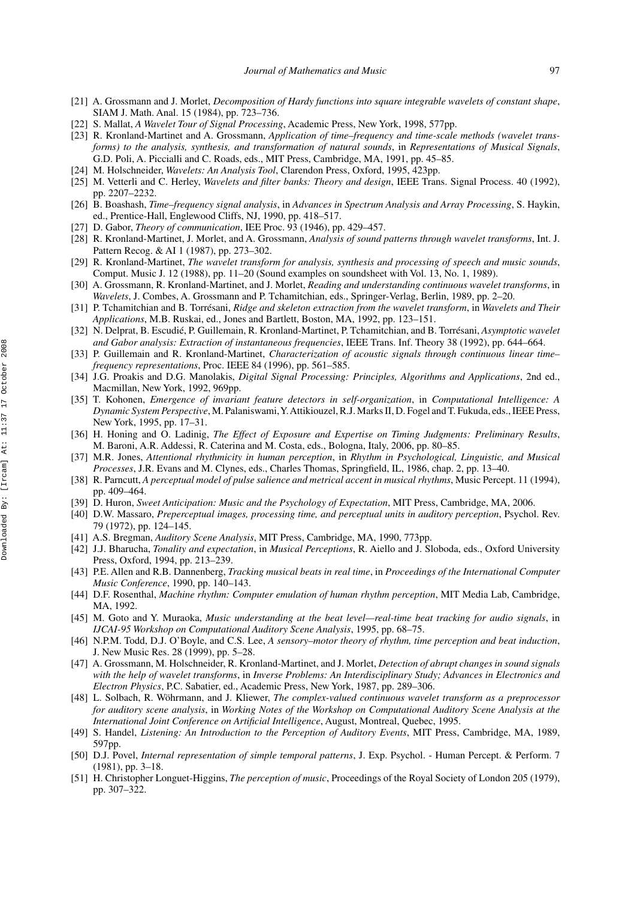[21] A. Grossmann and J. Morlet, *Decomposition of Hardy functions into square integrable wavelets of constant shape*, SIAM J. Math. Anal. 15 (1984), pp. 723–736.

[22] S. Mallat, *A Wavelet Tour of Signal Processing*, Academic Press, New York, 1998, 577pp.

[23] R. Kronland-Martinet and A. Grossmann, *Application of time–frequency and time-scale methods (wavelet transforms) to the analysis, synthesis, and transformation of natural sounds*, in *Representations of Musical Signals*, G.D. Poli, A. Piccialli and C. Roads, eds., MIT Press, Cambridge, MA, 1991, pp. 45–85.

[24] M. Holschneider, *Wavelets: An Analysis Tool*, Clarendon Press, Oxford, 1995, 423pp.

[25] M. Vetterli and C. Herley, *Wavelets and filter banks: Theory and design*, IEEE Trans. Signal Process. 40 (1992), pp. 2207–2232.

[26] B. Boashash, *Time–frequency signal analysis*, in *Advances in Spectrum Analysis and Array Processing*, S. Haykin, ed., Prentice-Hall, Englewood Cliffs, NJ, 1990, pp. 418–517.

[27] D. Gabor, *Theory of communication*, IEE Proc. 93 (1946), pp. 429–457.

[28] R. Kronland-Martinet, J. Morlet, and A. Grossmann, *Analysis of sound patterns through wavelet transforms*, Int. J. Pattern Recog. & AI 1 (1987), pp. 273–302.

[29] R. Kronland-Martinet, *The wavelet transform for analysis, synthesis and processing of speech and music sounds*, Comput. Music J. 12 (1988), pp. 11–20 (Sound examples on soundsheet with Vol. 13, No. 1, 1989).

[30] A. Grossmann, R. Kronland-Martinet, and J. Morlet, *Reading and understanding continuous wavelet transforms*, in *Wavelets*, J. Combes, A. Grossmann and P. Tchamitchian, eds., Springer-Verlag, Berlin, 1989, pp. 2–20.

[31] P. Tchamitchian and B. Torrésani, *Ridge and skeleton extraction from the wavelet transform*, in *Wavelets and Their Applications*, M.B. Ruskai, ed., Jones and Bartlett, Boston, MA, 1992, pp. 123–151.

[32] N. Delprat, B. Escudié, P. Guillemain, R. Kronland-Martinet, P. Tchamitchian, and B. Torrésani, *Asymptotic wavelet and Gabor analysis: Extraction of instantaneous frequencies*, IEEE Trans. Inf. Theory 38 (1992), pp. 644–664.

[33] P. Guillemain and R. Kronland-Martinet, *Characterization of acoustic signals through continuous linear time–frequency representations*, Proc. IEEE 84 (1996), pp. 561–585.

[34] J.G. Proakis and D.G. Manolakis, *Digital Signal Processing: Principles, Algorithms and Applications*, 2nd ed., Macmillan, New York, 1992, 969pp.

[35] T. Kohonen, *Emergence of invariant feature detectors in self-organization*, in *Computational Intelligence: A Dynamic System Perspective*, M. Palaniswami, Y. Attikiouzel, R.J. Marks II, D. Fogel and T. Fukuda, eds., IEEE Press, New York, 1995, pp. 17–31.

[36] H. Honing and O. Ladinig, *The Effect of Exposure and Expertise on Timing Judgments: Preliminary Results*, M. Baroni, A.R. Addessi, R. Caterina and M. Costa, eds., Bologna, Italy, 2006, pp. 80–85.

[37] M.R. Jones, *Attentional rhythmicity in human perception*, in *Rhythm in Psychological, Linguistic, and Musical Processes*, J.R. Evans and M. Clynes, eds., Charles Thomas, Springfield, IL, 1986, chap. 2, pp. 13–40.

[38] R. Parncutt, *A perceptual model of pulse salience and metrical accent in musical rhythms*, Music Percept. 11 (1994), pp. 409–464.

[39] D. Huron, *Sweet Anticipation: Music and the Psychology of Expectation*, MIT Press, Cambridge, MA, 2006.

[40] D.W. Massaro, *Preperceptual images, processing time, and perceptual units in auditory perception*, Psychol. Rev. 79 (1972), pp. 124–145.

[41] A.S. Bregman, *Auditory Scene Analysis*, MIT Press, Cambridge, MA, 1990, 773pp.

[42] J.J. Bharucha, *Tonality and expectation*, in *Musical Perceptions*, R. Aiello and J. Sloboda, eds., Oxford University Press, Oxford, 1994, pp. 213–239.

[43] P.E. Allen and R.B. Dannenberg, *Tracking musical beats in real time*, in *Proceedings of the International Computer Music Conference*, 1990, pp. 140–143.

[44] D.F. Rosenthal, *Machine rhythm: Computer emulation of human rhythm perception*, MIT Media Lab, Cambridge, MA, 1992.

[45] M. Goto and Y. Muraoka, *Music understanding at the beat level—real-time beat tracking for audio signals*, in *IJCAI-95 Workshop on Computational Auditory Scene Analysis*, 1995, pp. 68–75.

[46] N.P.M. Todd, D.J. O'Boyle, and C.S. Lee, *A sensory–motor theory of rhythm, time perception and beat induction*, J. New Music Res. 28 (1999), pp. 5–28.

[47] A. Grossmann, M. Holschneider, R. Kronland-Martinet, and J. Morlet, *Detection of abrupt changes in sound signals with the help of wavelet transforms*, in *Inverse Problems: An Interdisciplinary Study; Advances in Electronics and Electron Physics*, P.C. Sabatier, ed., Academic Press, New York, 1987, pp. 289–306.

[48] L. Solbach, R. Wöhrmann, and J. Kliewer, *The complex-valued continuous wavelet transform as a preprocessor for auditory scene analysis*, in *Working Notes of the Workshop on Computational Auditory Scene Analysis at the International Joint Conference on Artificial Intelligence*, August, Montreal, Quebec, 1995.

[49] S. Handel, *Listening: An Introduction to the Perception of Auditory Events*, MIT Press, Cambridge, MA, 1989, 597pp.

[50] D.J. Povel, *Internal representation of simple temporal patterns*, J. Exp. Psychol. - Human Percept. & Perform. 7 (1981), pp. 3–18.

[51] H. Christopher Longuet-Higgins, *The perception of music*, Proceedings of the Royal Society of London 205 (1979), pp. 307–322.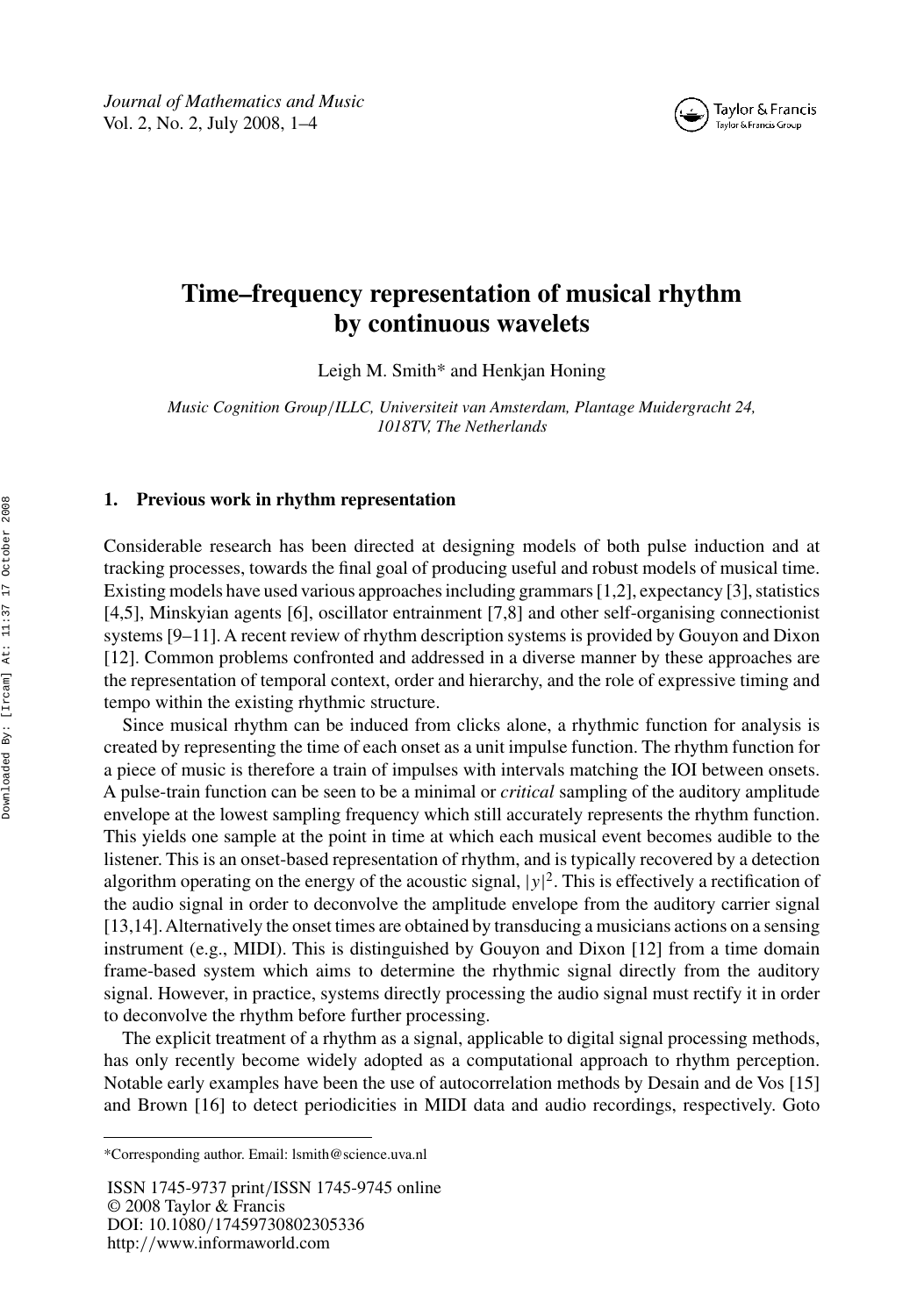# Time–frequency representation of musical rhythm by continuous wavelets

Leigh M. Smith* and Henkjan Honing

*Music Cognition Group/ILLC, Universiteit van Amsterdam, Plantage Muidergracht 24, 1018TV, The Netherlands*

## 1. Previous work in rhythm representation

Considerable research has been directed at designing models of both pulse induction and at tracking processes, towards the final goal of producing useful and robust models of musical time. Existing models have used various approaches including grammars [1,2], expectancy [3], statistics [4,5], Minskyian agents [6], oscillator entrainment [7,8] and other self-organising connectionist systems [9–11]. A recent review of rhythm description systems is provided by Gouyon and Dixon [12]. Common problems confronted and addressed in a diverse manner by these approaches are the representation of temporal context, order and hierarchy, and the role of expressive timing and tempo within the existing rhythmic structure.

Since musical rhythm can be induced from clicks alone, a rhythmic function for analysis is created by representing the time of each onset as a unit impulse function. The rhythm function for a piece of music is therefore a train of impulses with intervals matching the IOI between onsets. A pulse-train function can be seen to be a minimal or *critical* sampling of the auditory amplitude envelope at the lowest sampling frequency which still accurately represents the rhythm function. This yields one sample at the point in time at which each musical event becomes audible to the listener. This is an onset-based representation of rhythm, and is typically recovered by a detection algorithm operating on the energy of the acoustic signal, $|y|^2$. This is effectively a rectification of the audio signal in order to deconvolve the amplitude envelope from the auditory carrier signal [13,14]. Alternatively the onset times are obtained by transducing a musicians actions on a sensing instrument (e.g., MIDI). This is distinguished by Gouyon and Dixon [12] from a time domain frame-based system which aims to determine the rhythmic signal directly from the auditory signal. However, in practice, systems directly processing the audio signal must rectify it in order to deconvolve the rhythm before further processing.

The explicit treatment of a rhythm as a signal, applicable to digital signal processing methods, has only recently become widely adopted as a computational approach to rhythm perception. Notable early examples have been the use of autocorrelation methods by Desain and de Vos [15] and Brown [16] to detect periodicities in MIDI data and audio recordings, respectively. Goto

---

*Corresponding author. Email: lsmith@science.uva.nl

ISSN 1745-9737 print/ISSN 1745-9745 online
© 2008 Taylor & Francis
DOI: 10.1080/17459730802305336
http://www.informaworld.com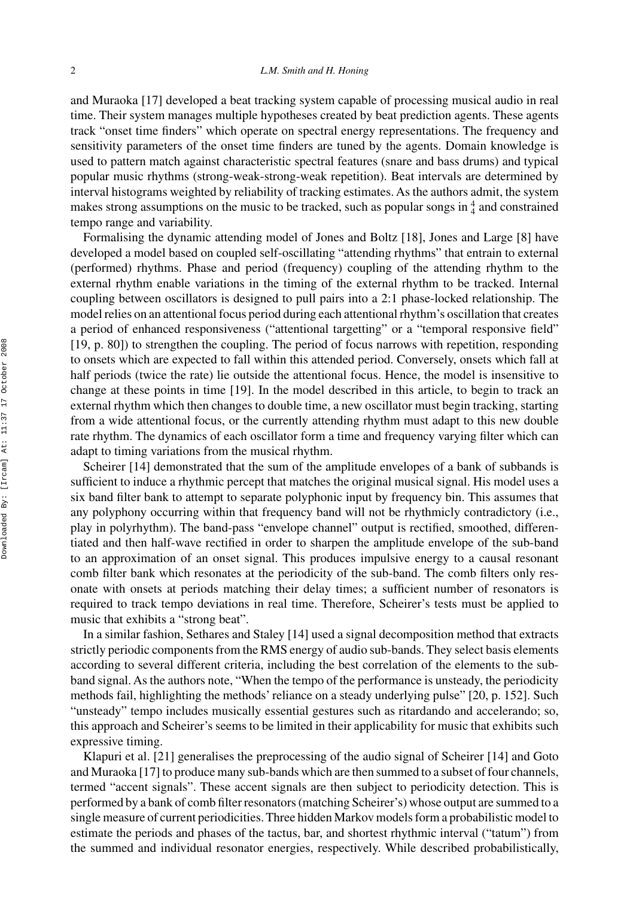and Muraoka [17] developed a beat tracking system capable of processing musical audio in real time. Their system manages multiple hypotheses created by beat prediction agents. These agents track "onset time finders" which operate on spectral energy representations. The frequency and sensitivity parameters of the onset time finders are tuned by the agents. Domain knowledge is used to pattern match against characteristic spectral features (snare and bass drums) and typical popular music rhythms (strong-weak-strong-weak repetition). Beat intervals are determined by interval histograms weighted by reliability of tracking estimates. As the authors admit, the system makes strong assumptions on the music to be tracked, such as popular songs in $\frac{4}{4}$ and constrained tempo range and variability.

Formalising the dynamic attending model of Jones and Boltz [18], Jones and Large [8] have developed a model based on coupled self-oscillating "attending rhythms" that entrain to external (performed) rhythms. Phase and period (frequency) coupling of the attending rhythm to the external rhythm enable variations in the timing of the external rhythm to be tracked. Internal coupling between oscillators is designed to pull pairs into a 2:1 phase-locked relationship. The model relies on an attentional focus period during each attentional rhythm's oscillation that creates a period of enhanced responsiveness ("attentional targetting" or a "temporal responsive field" [19, p. 80]) to strengthen the coupling. The period of focus narrows with repetition, responding to onsets which are expected to fall within this attended period. Conversely, onsets which fall at half periods (twice the rate) lie outside the attentional focus. Hence, the model is insensitive to change at these points in time [19]. In the model described in this article, to begin to track an external rhythm which then changes to double time, a new oscillator must begin tracking, starting from a wide attentional focus, or the currently attending rhythm must adapt to this new double rate rhythm. The dynamics of each oscillator form a time and frequency varying filter which can adapt to timing variations from the musical rhythm.

Scheirer [14] demonstrated that the sum of the amplitude envelopes of a bank of subbands is sufficient to induce a rhythmic percept that matches the original musical signal. His model uses a six band filter bank to attempt to separate polyphonic input by frequency bin. This assumes that any polyphony occurring within that frequency band will not be rhythmicly contradictory (i.e., play in polyrhythm). The band-pass "envelope channel" output is rectified, smoothed, differentiated and then half-wave rectified in order to sharpen the amplitude envelope of the sub-band to an approximation of an onset signal. This produces impulsive energy to a causal resonant comb filter bank which resonates at the periodicity of the sub-band. The comb filters only resonate with onsets at periods matching their delay times; a sufficient number of resonators is required to track tempo deviations in real time. Therefore, Scheirer's tests must be applied to music that exhibits a "strong beat".

In a similar fashion, Sethares and Staley [14] used a signal decomposition method that extracts strictly periodic components from the RMS energy of audio sub-bands. They select basis elements according to several different criteria, including the best correlation of the elements to the sub-band signal. As the authors note, "When the tempo of the performance is unsteady, the periodicity methods fail, highlighting the methods' reliance on a steady underlying pulse" [20, p. 152]. Such "unsteady" tempo includes musically essential gestures such as ritardando and accelerando; so, this approach and Scheirer's seems to be limited in their applicability for music that exhibits such expressive timing.

Klapuri et al. [21] generalises the preprocessing of the audio signal of Scheirer [14] and Goto and Muraoka [17] to produce many sub-bands which are then summed to a subset of four channels, termed "accent signals". These accent signals are then subject to periodicity detection. This is performed by a bank of comb filter resonators (matching Scheirer's) whose output are summed to a single measure of current periodicities. Three hidden Markov models form a probabilistic model to estimate the periods and phases of the tactus, bar, and shortest rhythmic interval ("tatum") from the summed and individual resonator energies, respectively. While described probabilistically,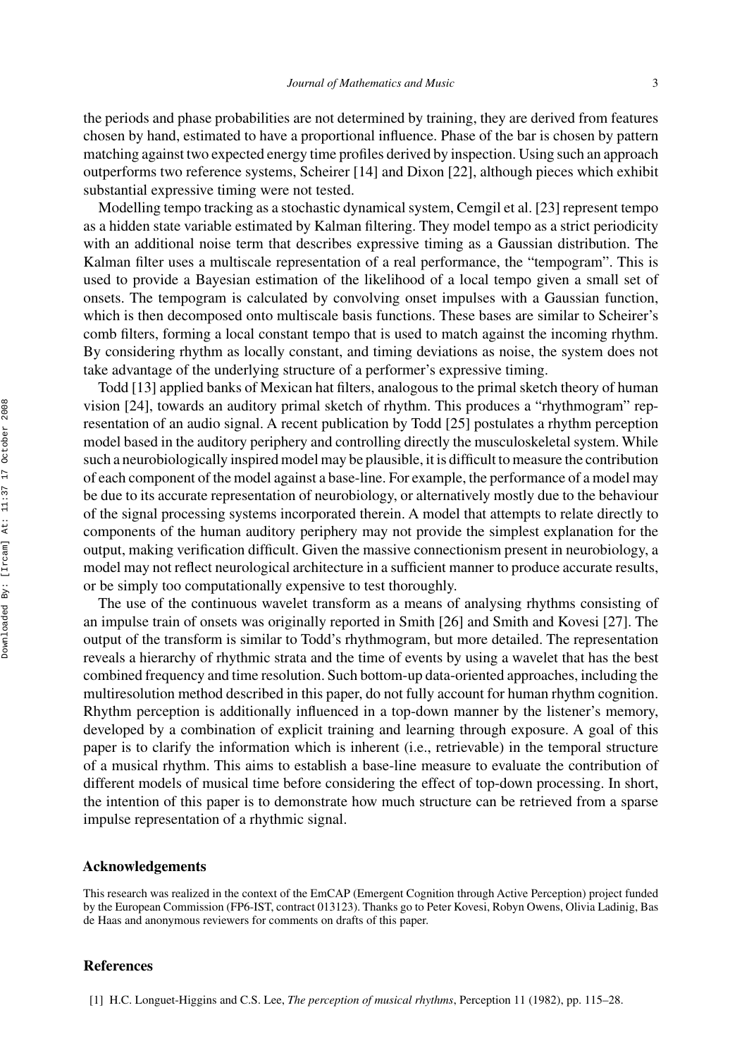the periods and phase probabilities are not determined by training, they are derived from features chosen by hand, estimated to have a proportional influence. Phase of the bar is chosen by pattern matching against two expected energy time profiles derived by inspection. Using such an approach outperforms two reference systems, Scheirer [14] and Dixon [22], although pieces which exhibit substantial expressive timing were not tested.

Modelling tempo tracking as a stochastic dynamical system, Cemgil et al. [23] represent tempo as a hidden state variable estimated by Kalman filtering. They model tempo as a strict periodicity with an additional noise term that describes expressive timing as a Gaussian distribution. The Kalman filter uses a multiscale representation of a real performance, the "tempogram". This is used to provide a Bayesian estimation of the likelihood of a local tempo given a small set of onsets. The tempogram is calculated by convolving onset impulses with a Gaussian function, which is then decomposed onto multiscale basis functions. These bases are similar to Scheirer's comb filters, forming a local constant tempo that is used to match against the incoming rhythm. By considering rhythm as locally constant, and timing deviations as noise, the system does not take advantage of the underlying structure of a performer's expressive timing.

Todd [13] applied banks of Mexican hat filters, analogous to the primal sketch theory of human vision [24], towards an auditory primal sketch of rhythm. This produces a "rhythmogram" representation of an audio signal. A recent publication by Todd [25] postulates a rhythm perception model based in the auditory periphery and controlling directly the musculoskeletal system. While such a neurobiologically inspired model may be plausible, it is difficult to measure the contribution of each component of the model against a base-line. For example, the performance of a model may be due to its accurate representation of neurobiology, or alternatively mostly due to the behaviour of the signal processing systems incorporated therein. A model that attempts to relate directly to components of the human auditory periphery may not provide the simplest explanation for the output, making verification difficult. Given the massive connectionism present in neurobiology, a model may not reflect neurological architecture in a sufficient manner to produce accurate results, or be simply too computationally expensive to test thoroughly.

The use of the continuous wavelet transform as a means of analysing rhythms consisting of an impulse train of onsets was originally reported in Smith [26] and Smith and Kovesi [27]. The output of the transform is similar to Todd's rhythmogram, but more detailed. The representation reveals a hierarchy of rhythmic strata and the time of events by using a wavelet that has the best combined frequency and time resolution. Such bottom-up data-oriented approaches, including the multiresolution method described in this paper, do not fully account for human rhythm cognition. Rhythm perception is additionally influenced in a top-down manner by the listener's memory, developed by a combination of explicit training and learning through exposure. A goal of this paper is to clarify the information which is inherent (i.e., retrievable) in the temporal structure of a musical rhythm. This aims to establish a base-line measure to evaluate the contribution of different models of musical time before considering the effect of top-down processing. In short, the intention of this paper is to demonstrate how much structure can be retrieved from a sparse impulse representation of a rhythmic signal.

## Acknowledgements

This research was realized in the context of the EmCAP (Emergent Cognition through Active Perception) project funded by the European Commission (FP6-IST, contract 013123). Thanks go to Peter Kovesi, Robyn Owens, Olivia Ladinig, Bas de Haas and anonymous reviewers for comments on drafts of this paper.

## References

[1] H.C. Longuet-Higgins and C.S. Lee, *The perception of musical rhythms*, Perception 11 (1982), pp. 115–28.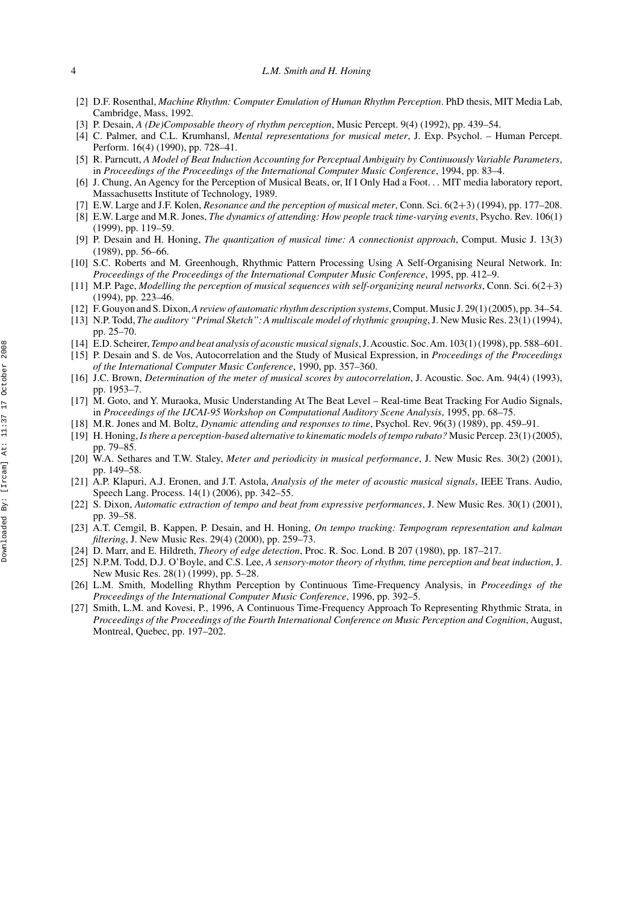[2] D.F. Rosenthal, *Machine Rhythm: Computer Emulation of Human Rhythm Perception*. PhD thesis, MIT Media Lab, Cambridge, Mass, 1992.

[3] P. Desain, *A (De)Composable theory of rhythm perception*, Music Percept. 9(4) (1992), pp. 439–54.

[4] C. Palmer, and C.L. Krumhansl, *Mental representations for musical meter*, J. Exp. Psychol. – Human Percept. Perform. 16(4) (1990), pp. 728–41.

[5] R. Parncutt, *A Model of Beat Induction Accounting for Perceptual Ambiguity by Continuously Variable Parameters*, in *Proceedings of the Proceedings of the International Computer Music Conference*, 1994, pp. 83–4.

[6] J. Chung, An Agency for the Perception of Musical Beats, or, If I Only Had a Foot... MIT media laboratory report, Massachusetts Institute of Technology, 1989.

[7] E.W. Large and J.F. Kolen, *Resonance and the perception of musical meter*, Conn. Sci. 6(2+3) (1994), pp. 177–208.

[8] E.W. Large and M.R. Jones, *The dynamics of attending: How people track time-varying events*, Psycho. Rev. 106(1) (1999), pp. 119–59.

[9] P. Desain and H. Honing, *The quantization of musical time: A connectionist approach*, Comput. Music J. 13(3) (1989), pp. 56–66.

[10] S.C. Roberts and M. Greenhough, Rhythmic Pattern Processing Using A Self-Organising Neural Network. In: *Proceedings of the Proceedings of the International Computer Music Conference*, 1995, pp. 412–9.

[11] M.P. Page, *Modelling the perception of musical sequences with self-organizing neural networks*, Conn. Sci. 6(2+3) (1994), pp. 223–46.

[12] F. Gouyon and S. Dixon, *A review of automatic rhythm description systems*, Comput. Music J. 29(1) (2005), pp. 34–54.

[13] N.P. Todd, *The auditory "Primal Sketch": A multiscale model of rhythmic grouping*, J. New Music Res. 23(1) (1994), pp. 25–70.

[14] E.D. Scheirer, *Tempo and beat analysis of acoustic musical signals*, J. Acoustic. Soc. Am. 103(1) (1998), pp. 588–601.

[15] P. Desain and S. de Vos, Autocorrelation and the Study of Musical Expression, in *Proceedings of the Proceedings of the International Computer Music Conference*, 1990, pp. 357–360.

[16] J.C. Brown, *Determination of the meter of musical scores by autocorrelation*, J. Acoustic. Soc. Am. 94(4) (1993), pp. 1953–7.

[17] M. Goto, and Y. Muraoka, Music Understanding At The Beat Level – Real-time Beat Tracking For Audio Signals, in *Proceedings of the IJCAI-95 Workshop on Computational Auditory Scene Analysis*, 1995, pp. 68–75.

[18] M.R. Jones and M. Boltz, *Dynamic attending and responses to time*, Psychol. Rev. 96(3) (1989), pp. 459–91.

[19] H. Honing, *Is there a perception-based alternative to kinematic models of tempo rubato?* Music Percep. 23(1) (2005), pp. 79–85.

[20] W.A. Sethares and T.W. Staley, *Meter and periodicity in musical performance*, J. New Music Res. 30(2) (2001), pp. 149–58.

[21] A.P. Klapuri, A.J. Eronen, and J.T. Astola, *Analysis of the meter of acoustic musical signals*, IEEE Trans. Audio, Speech Lang. Process. 14(1) (2006), pp. 342–55.

[22] S. Dixon, *Automatic extraction of tempo and beat from expressive performances*, J. New Music Res. 30(1) (2001), pp. 39–58.

[23] A.T. Cemgil, B. Kappen, P. Desain, and H. Honing, *On tempo tracking: Tempogram representation and kalman filtering*, J. New Music Res. 29(4) (2000), pp. 259–73.

[24] D. Marr, and E. Hildreth, *Theory of edge detection*, Proc. R. Soc. Lond. B 207 (1980), pp. 187–217.

[25] N.P.M. Todd, D.J. O'Boyle, and C.S. Lee, *A sensory-motor theory of rhythm, time perception and beat induction*, J. New Music Res. 28(1) (1999), pp. 5–28.

[26] L.M. Smith, Modelling Rhythm Perception by Continuous Time-Frequency Analysis, in *Proceedings of the Proceedings of the International Computer Music Conference*, 1996, pp. 392–5.

[27] Smith, L.M. and Kovesi, P., 1996, A Continuous Time-Frequency Approach To Representing Rhythmic Strata, in *Proceedings of the Proceedings of the Fourth International Conference on Music Perception and Cognition*, August, Montreal, Quebec, pp. 197–202.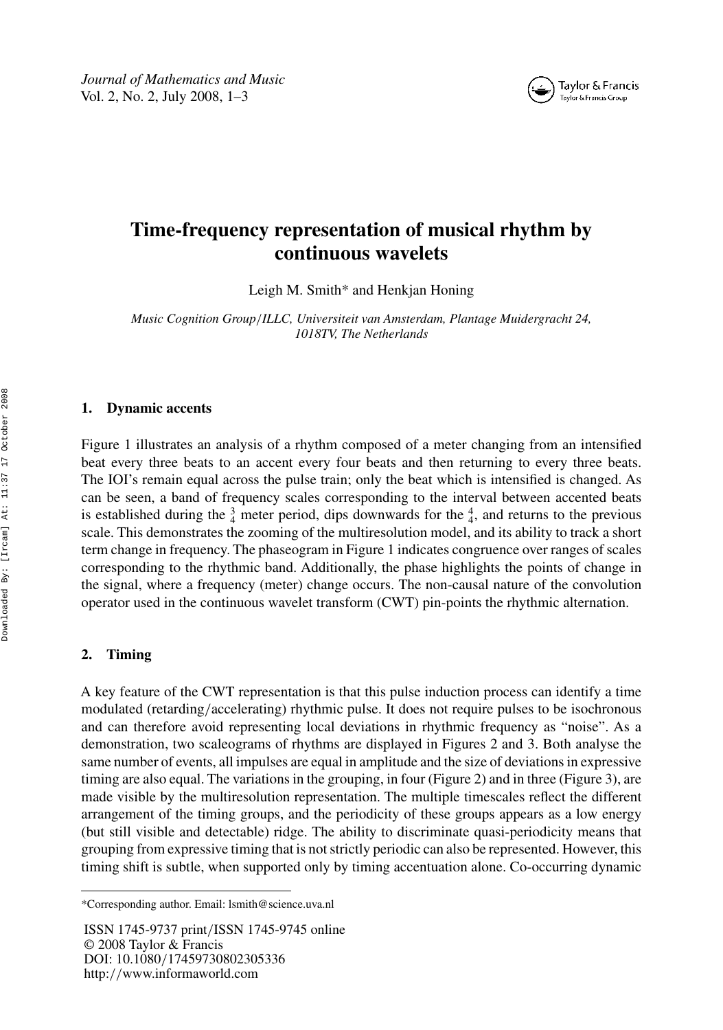# Time-frequency representation of musical rhythm by continuous wavelets

Leigh M. Smith* and Henkjan Honing

*Music Cognition Group/ILLC, Universiteit van Amsterdam, Plantage Muidergracht 24, 1018TV, The Netherlands*

## 1. Dynamic accents

Figure 1 illustrates an analysis of a rhythm composed of a meter changing from an intensified beat every three beats to an accent every four beats and then returning to every three beats. The IOI's remain equal across the pulse train; only the beat which is intensified is changed. As can be seen, a band of frequency scales corresponding to the interval between accented beats is established during the $\frac{3}{4}$ meter period, dips downwards for the $\frac{4}{4}$, and returns to the previous scale. This demonstrates the zooming of the multiresolution model, and its ability to track a short term change in frequency. The phaseogram in Figure 1 indicates congruence over ranges of scales corresponding to the rhythmic band. Additionally, the phase highlights the points of change in the signal, where a frequency (meter) change occurs. The non-causal nature of the convolution operator used in the continuous wavelet transform (CWT) pin-points the rhythmic alternation.

## 2. Timing

A key feature of the CWT representation is that this pulse induction process can identify a time modulated (retarding/accelerating) rhythmic pulse. It does not require pulses to be isochronous and can therefore avoid representing local deviations in rhythmic frequency as "noise". As a demonstration, two scaleograms of rhythms are displayed in Figures 2 and 3. Both analyse the same number of events, all impulses are equal in amplitude and the size of deviations in expressive timing are also equal. The variations in the grouping, in four (Figure 2) and in three (Figure 3), are made visible by the multiresolution representation. The multiple timescales reflect the different arrangement of the timing groups, and the periodicity of these groups appears as a low energy (but still visible and detectable) ridge. The ability to discriminate quasi-periodicity means that grouping from expressive timing that is not strictly periodic can also be represented. However, this timing shift is subtle, when supported only by timing accentuation alone. Co-occurring dynamic

*Corresponding author. Email: lsmith@science.uva.nl

ISSN 1745-9737 print/ISSN 1745-9745 online
© 2008 Taylor & Francis
DOI: 10.1080/17459730802305336
http://www.informaworld.com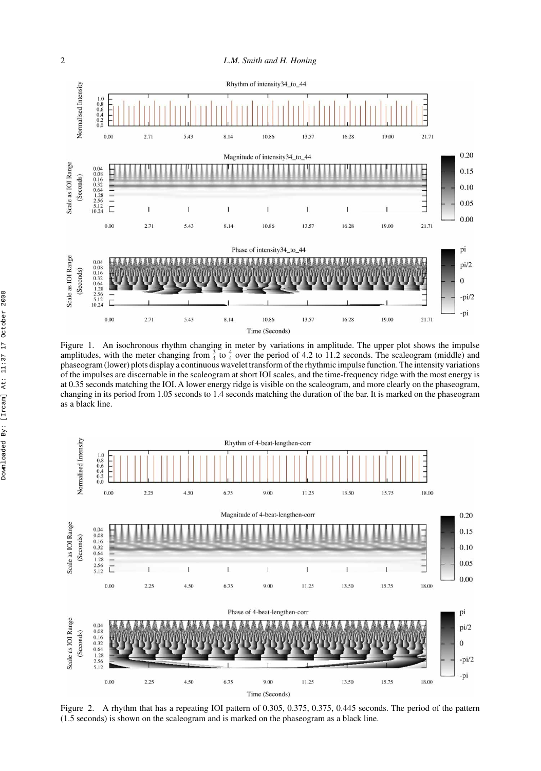Figure 1. An isochronous rhythm changing in meter by variations in amplitude. The upper plot shows the impulse amplitudes, with the meter changing from $\frac{3}{4}$ to $\frac{4}{4}$ over the period of 4.2 to 11.2 seconds. The scaleogram (middle) and phaseogram (lower) plots display a continuous wavelet transform of the rhythmic impulse function. The intensity variations of the impulses are discernable in the scaleogram at short IOI scales, and the time-frequency ridge with the most energy is at 0.35 seconds matching the IOI. A lower energy ridge is visible on the scaleogram, and more clearly on the phaseogram, changing in its period from 1.05 seconds to 1.4 seconds matching the duration of the bar. It is marked on the phaseogram as a black line.

Figure 2. A rhythm that has a repeating IOI pattern of 0.305, 0.375, 0.375, 0.445 seconds. The period of the pattern (1.5 seconds) is shown on the scaleogram and is marked on the phaseogram as a black line.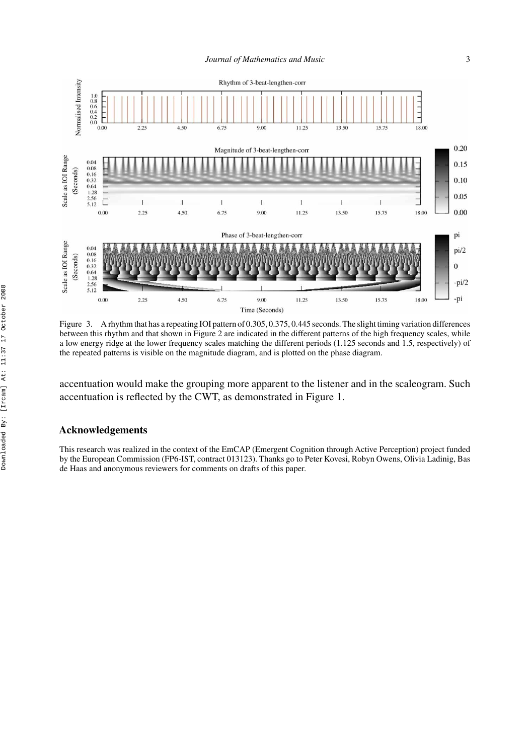Rhythm of 3-beat-lengthen-corr

Normalised Intensity

1.0
0.8
0.6
0.4
0.2
0.0

0.00 2.25 4.50 6.75 9.00 11.25 13.50 15.75 18.00

Magnitude of 3-beat-lengthen-corr

Scale as IOI Range (Seconds)

0.04
0.08
0.16
0.32
0.64
1.28
2.56
5.12

0.00 2.25 4.50 6.75 9.00 11.25 13.50 15.75 18.00

0.20
0.15
0.10
0.05
0.00

Phase of 3-beat-lengthen-corr

Scale as IOI Range (Seconds)

0.04
0.08
0.16
0.32
0.64
1.28
2.56
5.12

0.00 2.25 4.50 6.75 9.00 11.25 13.50 15.75 18.00

Time (Seconds)

pi
pi/2
0
-pi/2
-pi

Figure 3. A rhythm that has a repeating IOI pattern of 0.305, 0.375, 0.445 seconds. The slight timing variation differences between this rhythm and that shown in Figure 2 are indicated in the different patterns of the high frequency scales, while a low energy ridge at the lower frequency scales matching the different periods (1.125 seconds and 1.5, respectively) of the repeated patterns is visible on the magnitude diagram, and is plotted on the phase diagram.

accentuation would make the grouping more apparent to the listener and in the scaleogram. Such accentuation is reflected by the CWT, as demonstrated in Figure 1.

## Acknowledgements

This research was realized in the context of the EmCAP (Emergent Cognition through Active Perception) project funded by the European Commission (FP6-IST, contract 013123). Thanks go to Peter Kovesi, Robyn Owens, Olivia Ladinig, Bas de Haas and anonymous reviewers for comments on drafts of this paper.